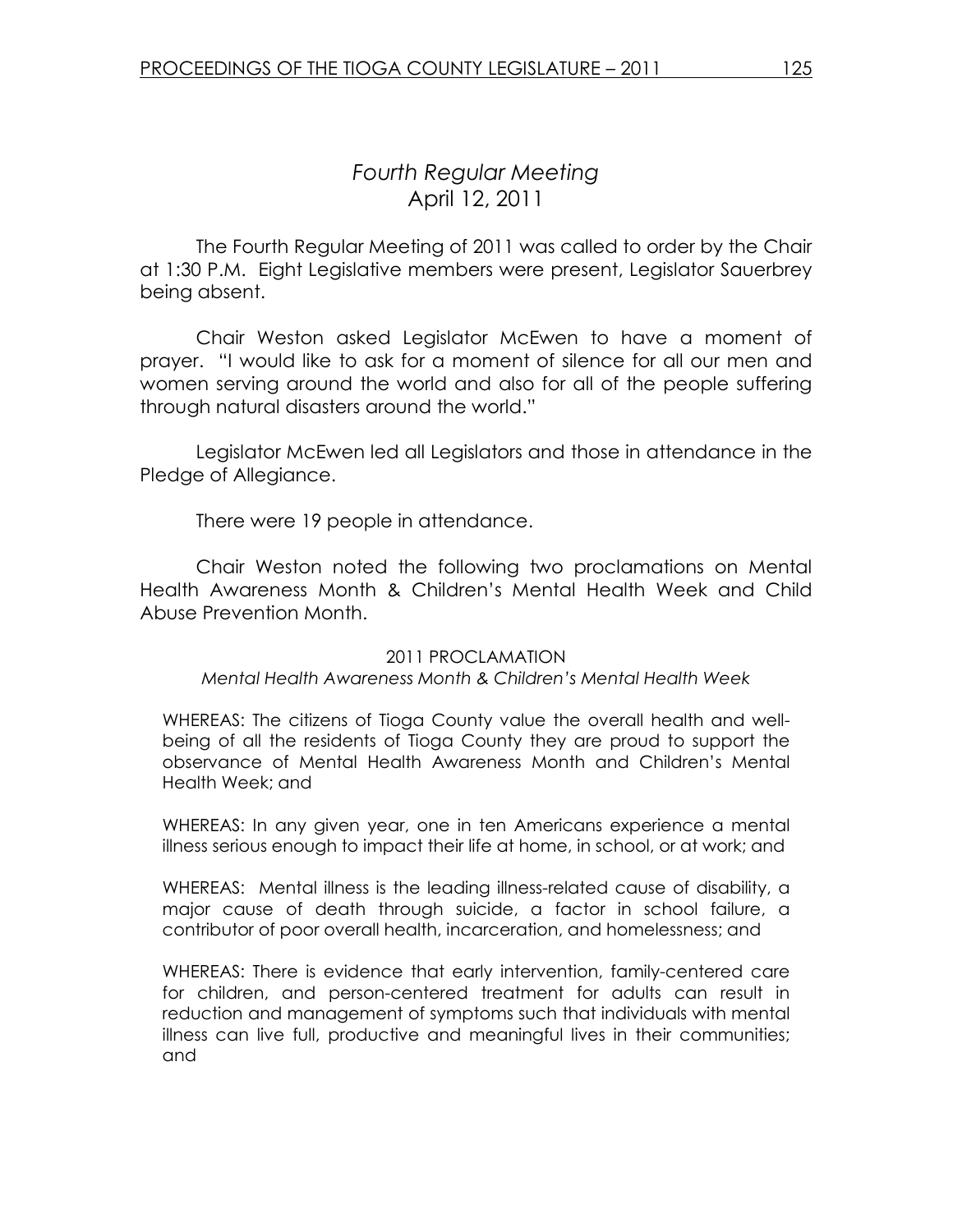# *Fourth Regular Meeting*
## April 12, 2011

The Fourth Regular Meeting of 2011 was called to order by the Chair at 1:30 P.M. Eight Legislative members were present, Legislator Sauerbrey being absent.

Chair Weston asked Legislator McEwen to have a moment of prayer. "I would like to ask for a moment of silence for all our men and women serving around the world and also for all of the people suffering through natural disasters around the world."

Legislator McEwen led all Legislators and those in attendance in the Pledge of Allegiance.

There were 19 people in attendance.

Chair Weston noted the following two proclamations on Mental Health Awareness Month & Children's Mental Health Week and Child Abuse Prevention Month.

2011 PROCLAMATION

*Mental Health Awareness Month & Children's Mental Health Week*

WHEREAS: The citizens of Tioga County value the overall health and well-being of all the residents of Tioga County they are proud to support the observance of Mental Health Awareness Month and Children's Mental Health Week; and

WHEREAS: In any given year, one in ten Americans experience a mental illness serious enough to impact their life at home, in school, or at work; and

WHEREAS: Mental illness is the leading illness-related cause of disability, a major cause of death through suicide, a factor in school failure, a contributor of poor overall health, incarceration, and homelessness; and

WHEREAS: There is evidence that early intervention, family-centered care for children, and person-centered treatment for adults can result in reduction and management of symptoms such that individuals with mental illness can live full, productive and meaningful lives in their communities; and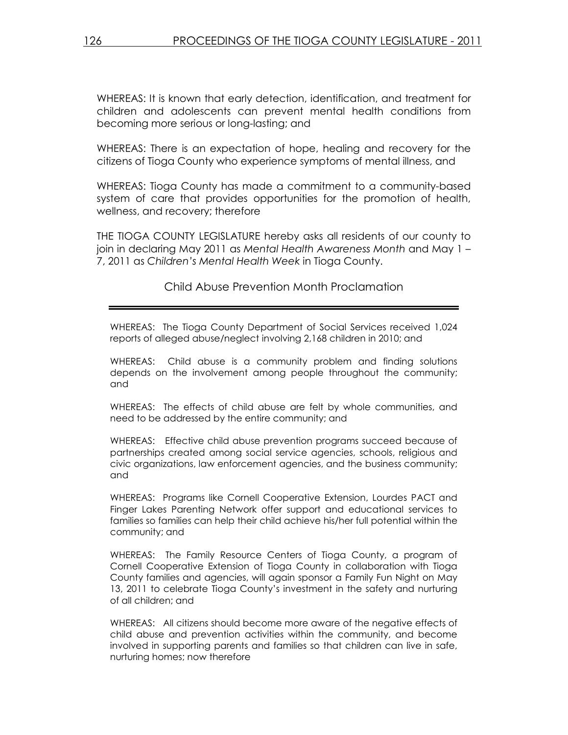WHEREAS: It is known that early detection, identification, and treatment for children and adolescents can prevent mental health conditions from becoming more serious or long-lasting; and

WHEREAS: There is an expectation of hope, healing and recovery for the citizens of Tioga County who experience symptoms of mental illness, and

WHEREAS: Tioga County has made a commitment to a community-based system of care that provides opportunities for the promotion of health, wellness, and recovery; therefore

THE TIOGA COUNTY LEGISLATURE hereby asks all residents of our county to join in declaring May 2011 as *Mental Health Awareness Month* and May 1 – 7, 2011 as *Children's Mental Health Week* in Tioga County.

## Child Abuse Prevention Month Proclamation

WHEREAS: The Tioga County Department of Social Services received 1,024 reports of alleged abuse/neglect involving 2,168 children in 2010; and

WHEREAS: Child abuse is a community problem and finding solutions depends on the involvement among people throughout the community; and

WHEREAS: The effects of child abuse are felt by whole communities, and need to be addressed by the entire community; and

WHEREAS: Effective child abuse prevention programs succeed because of partnerships created among social service agencies, schools, religious and civic organizations, law enforcement agencies, and the business community; and

WHEREAS: Programs like Cornell Cooperative Extension, Lourdes PACT and Finger Lakes Parenting Network offer support and educational services to families so families can help their child achieve his/her full potential within the community; and

WHEREAS: The Family Resource Centers of Tioga County, a program of Cornell Cooperative Extension of Tioga County in collaboration with Tioga County families and agencies, will again sponsor a Family Fun Night on May 13, 2011 to celebrate Tioga County's investment in the safety and nurturing of all children; and

WHEREAS: All citizens should become more aware of the negative effects of child abuse and prevention activities within the community, and become involved in supporting parents and families so that children can live in safe, nurturing homes; now therefore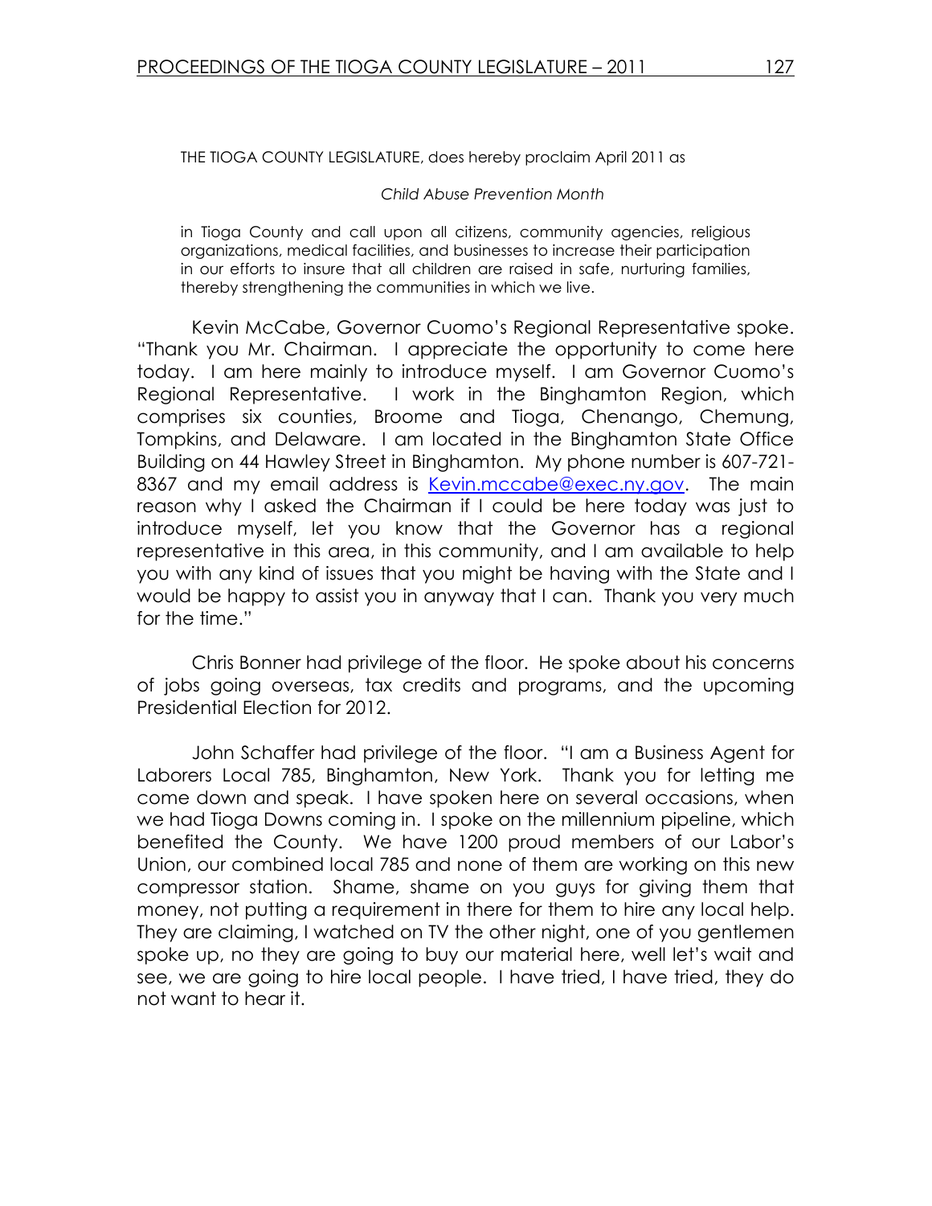THE TIOGA COUNTY LEGISLATURE, does hereby proclaim April 2011 as

*Child Abuse Prevention Month*

in Tioga County and call upon all citizens, community agencies, religious organizations, medical facilities, and businesses to increase their participation in our efforts to insure that all children are raised in safe, nurturing families, thereby strengthening the communities in which we live.

Kevin McCabe, Governor Cuomo's Regional Representative spoke. "Thank you Mr. Chairman. I appreciate the opportunity to come here today. I am here mainly to introduce myself. I am Governor Cuomo's Regional Representative. I work in the Binghamton Region, which comprises six counties, Broome and Tioga, Chenango, Chemung, Tompkins, and Delaware. I am located in the Binghamton State Office Building on 44 Hawley Street in Binghamton. My phone number is 607-721-8367 and my email address is Kevin.mccabe@exec.ny.gov. The main reason why I asked the Chairman if I could be here today was just to introduce myself, let you know that the Governor has a regional representative in this area, in this community, and I am available to help you with any kind of issues that you might be having with the State and I would be happy to assist you in anyway that I can. Thank you very much for the time."

Chris Bonner had privilege of the floor. He spoke about his concerns of jobs going overseas, tax credits and programs, and the upcoming Presidential Election for 2012.

John Schaffer had privilege of the floor. "I am a Business Agent for Laborers Local 785, Binghamton, New York. Thank you for letting me come down and speak. I have spoken here on several occasions, when we had Tioga Downs coming in. I spoke on the millennium pipeline, which benefited the County. We have 1200 proud members of our Labor's Union, our combined local 785 and none of them are working on this new compressor station. Shame, shame on you guys for giving them that money, not putting a requirement in there for them to hire any local help. They are claiming, I watched on TV the other night, one of you gentlemen spoke up, no they are going to buy our material here, well let's wait and see, we are going to hire local people. I have tried, I have tried, they do not want to hear it.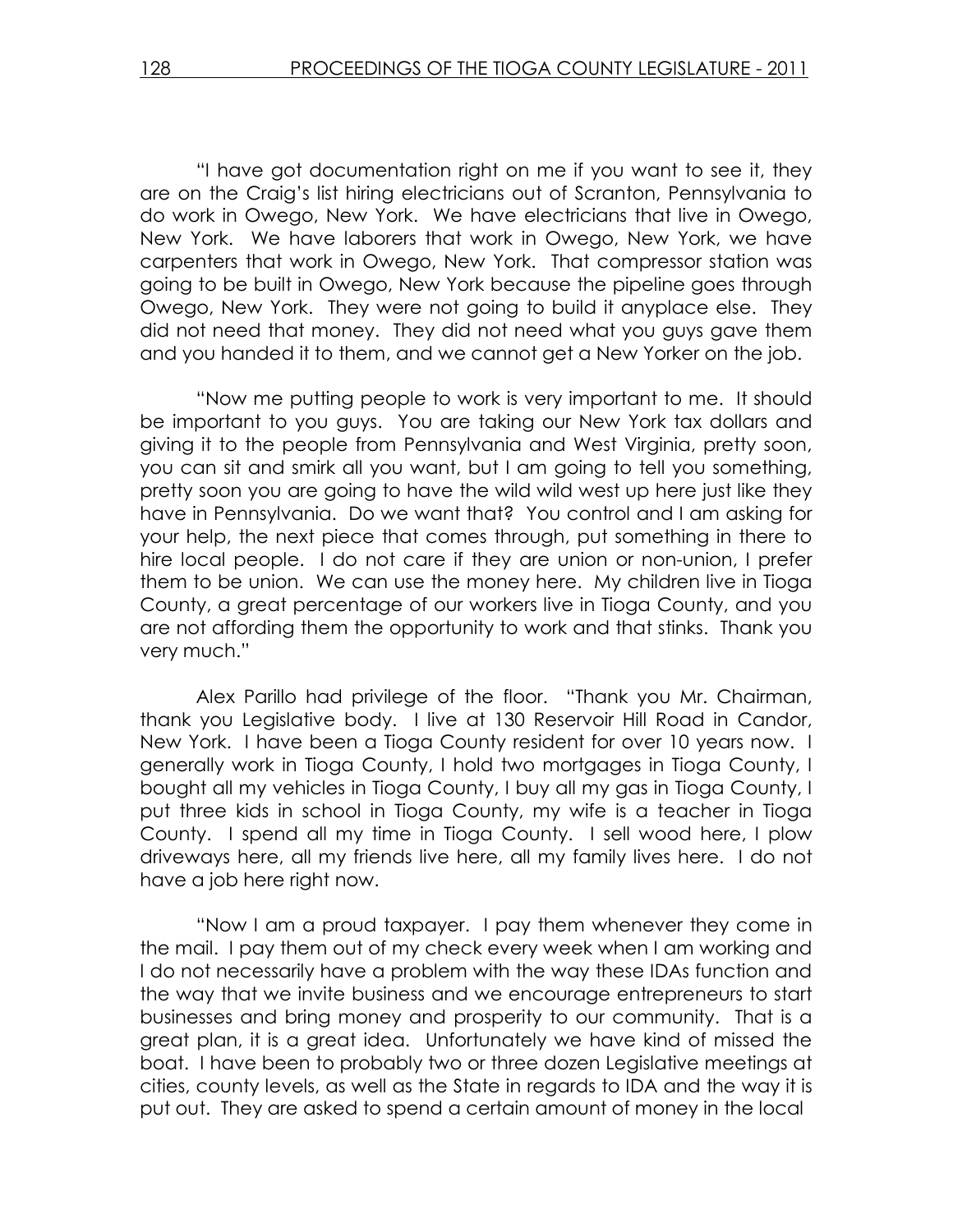"I have got documentation right on me if you want to see it, they are on the Craig's list hiring electricians out of Scranton, Pennsylvania to do work in Owego, New York. We have electricians that live in Owego, New York. We have laborers that work in Owego, New York, we have carpenters that work in Owego, New York. That compressor station was going to be built in Owego, New York because the pipeline goes through Owego, New York. They were not going to build it anyplace else. They did not need that money. They did not need what you guys gave them and you handed it to them, and we cannot get a New Yorker on the job.

"Now me putting people to work is very important to me. It should be important to you guys. You are taking our New York tax dollars and giving it to the people from Pennsylvania and West Virginia, pretty soon, you can sit and smirk all you want, but I am going to tell you something, pretty soon you are going to have the wild wild west up here just like they have in Pennsylvania. Do we want that? You control and I am asking for your help, the next piece that comes through, put something in there to hire local people. I do not care if they are union or non-union, I prefer them to be union. We can use the money here. My children live in Tioga County, a great percentage of our workers live in Tioga County, and you are not affording them the opportunity to work and that stinks. Thank you very much."

Alex Parillo had privilege of the floor. "Thank you Mr. Chairman, thank you Legislative body. I live at 130 Reservoir Hill Road in Candor, New York. I have been a Tioga County resident for over 10 years now. I generally work in Tioga County, I hold two mortgages in Tioga County, I bought all my vehicles in Tioga County, I buy all my gas in Tioga County, I put three kids in school in Tioga County, my wife is a teacher in Tioga County. I spend all my time in Tioga County. I sell wood here, I plow driveways here, all my friends live here, all my family lives here. I do not have a job here right now.

"Now I am a proud taxpayer. I pay them whenever they come in the mail. I pay them out of my check every week when I am working and I do not necessarily have a problem with the way these IDAs function and the way that we invite business and we encourage entrepreneurs to start businesses and bring money and prosperity to our community. That is a great plan, it is a great idea. Unfortunately we have kind of missed the boat. I have been to probably two or three dozen Legislative meetings at cities, county levels, as well as the State in regards to IDA and the way it is put out. They are asked to spend a certain amount of money in the local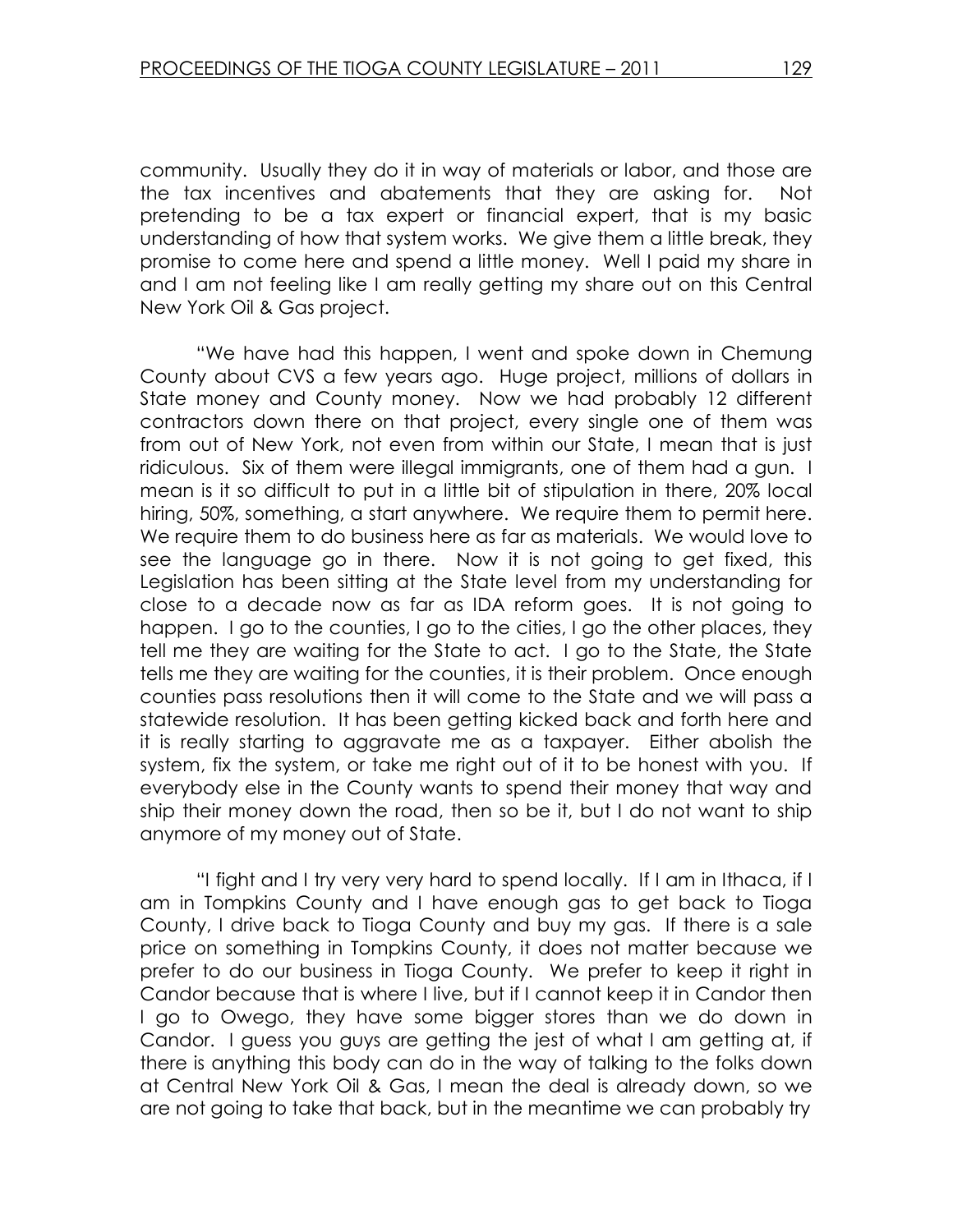community. Usually they do it in way of materials or labor, and those are the tax incentives and abatements that they are asking for. Not pretending to be a tax expert or financial expert, that is my basic understanding of how that system works. We give them a little break, they promise to come here and spend a little money. Well I paid my share in and I am not feeling like I am really getting my share out on this Central New York Oil & Gas project.

"We have had this happen, I went and spoke down in Chemung County about CVS a few years ago. Huge project, millions of dollars in State money and County money. Now we had probably 12 different contractors down there on that project, every single one of them was from out of New York, not even from within our State, I mean that is just ridiculous. Six of them were illegal immigrants, one of them had a gun. I mean is it so difficult to put in a little bit of stipulation in there, 20% local hiring, 50%, something, a start anywhere. We require them to permit here. We require them to do business here as far as materials. We would love to see the language go in there. Now it is not going to get fixed, this Legislation has been sitting at the State level from my understanding for close to a decade now as far as IDA reform goes. It is not going to happen. I go to the counties, I go to the cities, I go the other places, they tell me they are waiting for the State to act. I go to the State, the State tells me they are waiting for the counties, it is their problem. Once enough counties pass resolutions then it will come to the State and we will pass a statewide resolution. It has been getting kicked back and forth here and it is really starting to aggravate me as a taxpayer. Either abolish the system, fix the system, or take me right out of it to be honest with you. If everybody else in the County wants to spend their money that way and ship their money down the road, then so be it, but I do not want to ship anymore of my money out of State.

"I fight and I try very very hard to spend locally. If I am in Ithaca, if I am in Tompkins County and I have enough gas to get back to Tioga County, I drive back to Tioga County and buy my gas. If there is a sale price on something in Tompkins County, it does not matter because we prefer to do our business in Tioga County. We prefer to keep it right in Candor because that is where I live, but if I cannot keep it in Candor then I go to Owego, they have some bigger stores than we do down in Candor. I guess you guys are getting the jest of what I am getting at, if there is anything this body can do in the way of talking to the folks down at Central New York Oil & Gas, I mean the deal is already down, so we are not going to take that back, but in the meantime we can probably try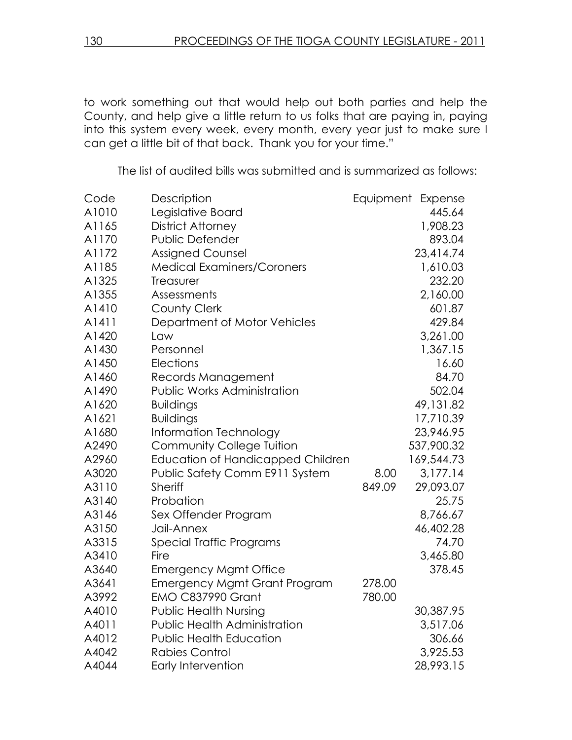to work something out that would help out both parties and help the County, and help give a little return to us folks that are paying in, paying into this system every week, every month, every year just to make sure I can get a little bit of that back. Thank you for your time."

The list of audited bills was submitted and is summarized as follows:

| Code | Description | Equipment | Expense |
|---|---|---|---|
| A1010 | Legislative Board | | 445.64 |
| A1165 | District Attorney | | 1,908.23 |
| A1170 | Public Defender | | 893.04 |
| A1172 | Assigned Counsel | | 23,414.74 |
| A1185 | Medical Examiners/Coroners | | 1,610.03 |
| A1325 | Treasurer | | 232.20 |
| A1355 | Assessments | | 2,160.00 |
| A1410 | County Clerk | | 601.87 |
| A1411 | Department of Motor Vehicles | | 429.84 |
| A1420 | Law | | 3,261.00 |
| A1430 | Personnel | | 1,367.15 |
| A1450 | Elections | | 16.60 |
| A1460 | Records Management | | 84.70 |
| A1490 | Public Works Administration | | 502.04 |
| A1620 | Buildings | | 49,131.82 |
| A1621 | Buildings | | 17,710.39 |
| A1680 | Information Technology | | 23,946.95 |
| A2490 | Community College Tuition | | 537,900.32 |
| A2960 | Education of Handicapped Children | | 169,544.73 |
| A3020 | Public Safety Comm E911 System | 8.00 | 3,177.14 |
| A3110 | Sheriff | 849.09 | 29,093.07 |
| A3140 | Probation | | 25.75 |
| A3146 | Sex Offender Program | | 8,766.67 |
| A3150 | Jail-Annex | | 46,402.28 |
| A3315 | Special Traffic Programs | | 74.70 |
| A3410 | Fire | | 3,465.80 |
| A3640 | Emergency Mgmt Office | | 378.45 |
| A3641 | Emergency Mgmt Grant Program | 278.00 | |
| A3992 | EMO C837990 Grant | 780.00 | |
| A4010 | Public Health Nursing | | 30,387.95 |
| A4011 | Public Health Administration | | 3,517.06 |
| A4012 | Public Health Education | | 306.66 |
| A4042 | Rabies Control | | 3,925.53 |
| A4044 | Early Intervention | | 28,993.15 |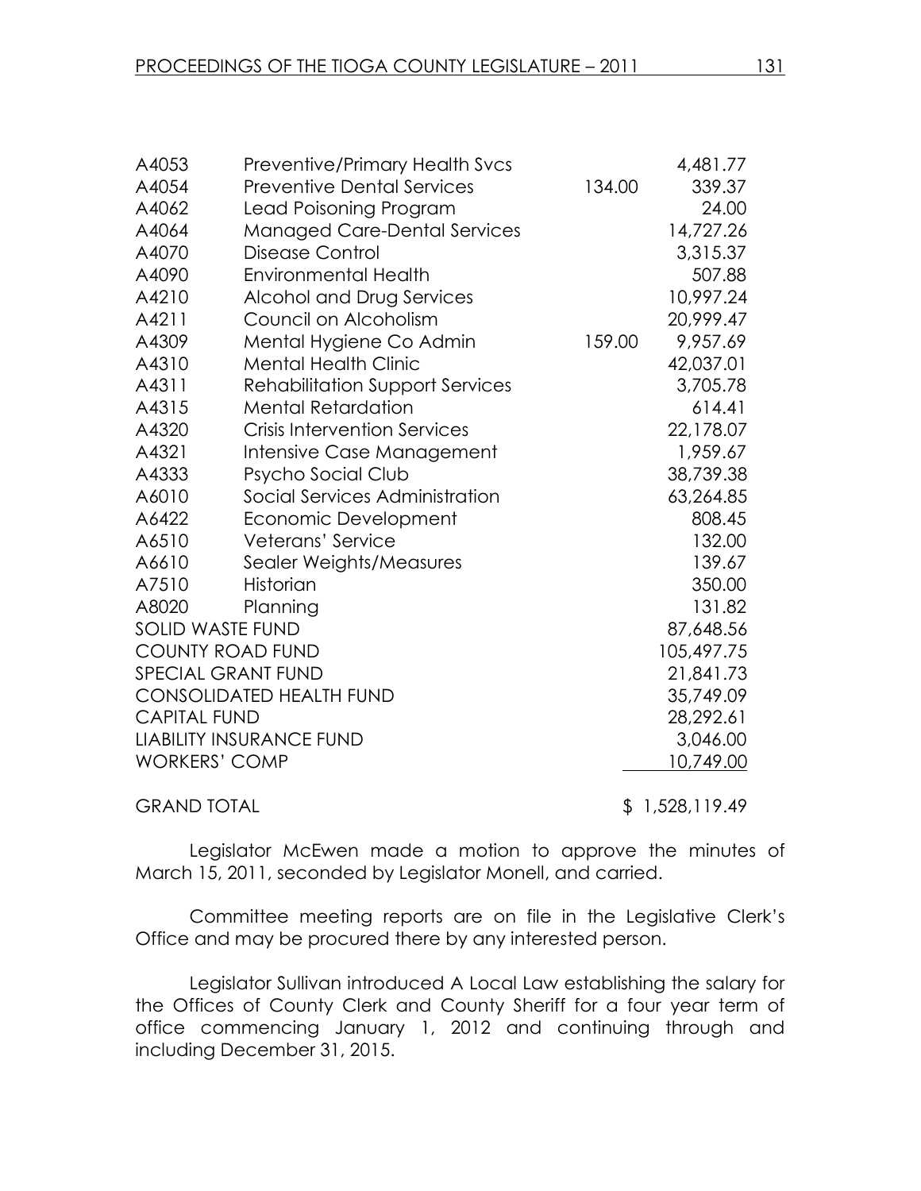| | | | |
|---|---|---|---|
| A4053 | Preventive/Primary Health Svcs | | 4,481.77 |
| A4054 | Preventive Dental Services | 134.00 | 339.37 |
| A4062 | Lead Poisoning Program | | 24.00 |
| A4064 | Managed Care-Dental Services | | 14,727.26 |
| A4070 | Disease Control | | 3,315.37 |
| A4090 | Environmental Health | | 507.88 |
| A4210 | Alcohol and Drug Services | | 10,997.24 |
| A4211 | Council on Alcoholism | | 20,999.47 |
| A4309 | Mental Hygiene Co Admin | 159.00 | 9,957.69 |
| A4310 | Mental Health Clinic | | 42,037.01 |
| A4311 | Rehabilitation Support Services | | 3,705.78 |
| A4315 | Mental Retardation | | 614.41 |
| A4320 | Crisis Intervention Services | | 22,178.07 |
| A4321 | Intensive Case Management | | 1,959.67 |
| A4333 | Psycho Social Club | | 38,739.38 |
| A6010 | Social Services Administration | | 63,264.85 |
| A6422 | Economic Development | | 808.45 |
| A6510 | Veterans' Service | | 132.00 |
| A6610 | Sealer Weights/Measures | | 139.67 |
| A7510 | Historian | | 350.00 |
| A8020 | Planning | | 131.82 |
| SOLID WASTE FUND | | | 87,648.56 |
| COUNTY ROAD FUND | | | 105,497.75 |
| SPECIAL GRANT FUND | | | 21,841.73 |
| CONSOLIDATED HEALTH FUND | | | 35,749.09 |
| CAPITAL FUND | | | 28,292.61 |
| LIABILITY INSURANCE FUND | | | 3,046.00 |
| WORKERS' COMP | | | 10,749.00 |
| GRAND TOTAL | | | $ 1,528,119.49 |

Legislator McEwen made a motion to approve the minutes of March 15, 2011, seconded by Legislator Monell, and carried.

Committee meeting reports are on file in the Legislative Clerk's Office and may be procured there by any interested person.

Legislator Sullivan introduced A Local Law establishing the salary for the Offices of County Clerk and County Sheriff for a four year term of office commencing January 1, 2012 and continuing through and including December 31, 2015.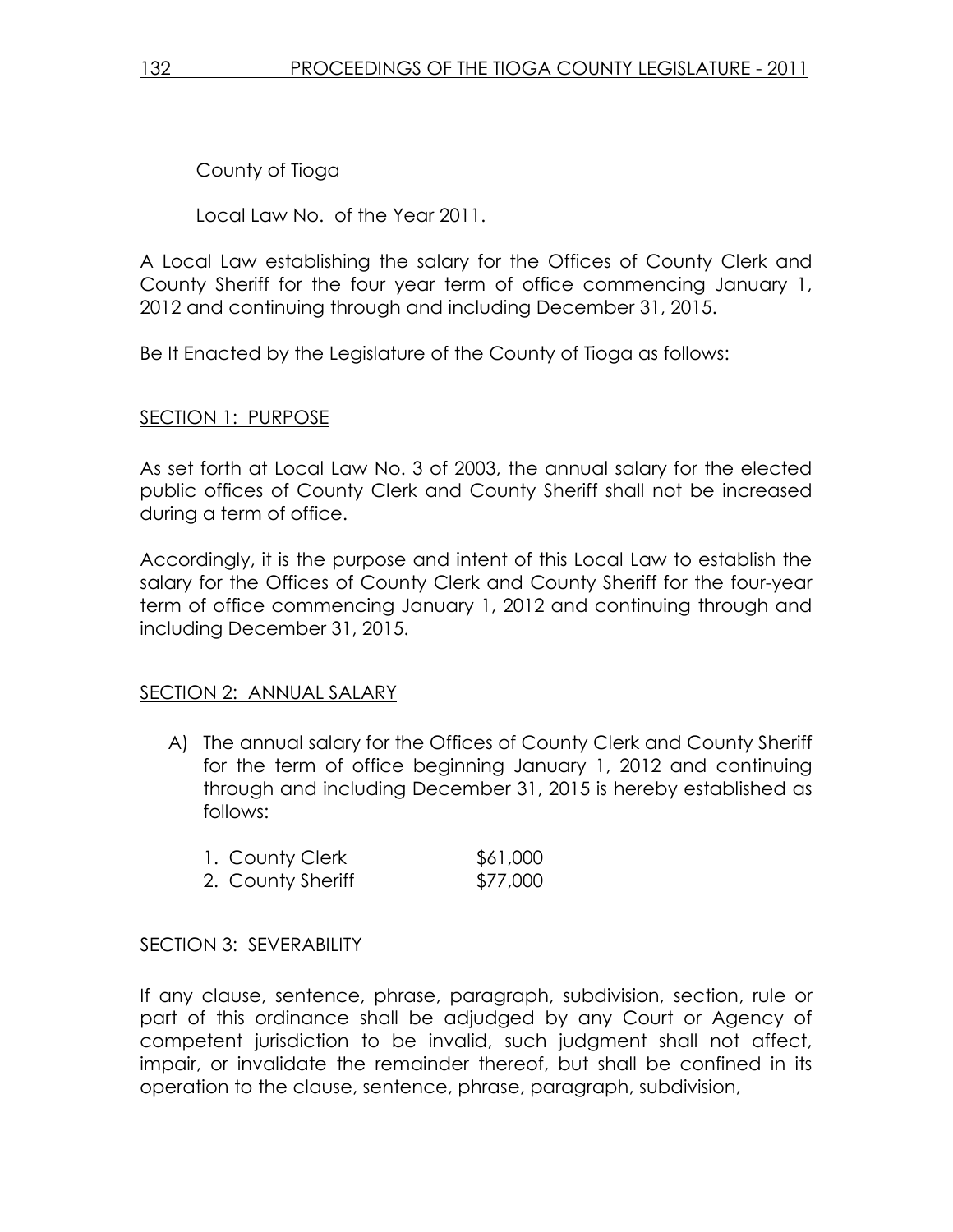County of Tioga

Local Law No. of the Year 2011.

A Local Law establishing the salary for the Offices of County Clerk and County Sheriff for the four year term of office commencing January 1, 2012 and continuing through and including December 31, 2015.

Be It Enacted by the Legislature of the County of Tioga as follows:

SECTION 1: PURPOSE

As set forth at Local Law No. 3 of 2003, the annual salary for the elected public offices of County Clerk and County Sheriff shall not be increased during a term of office.

Accordingly, it is the purpose and intent of this Local Law to establish the salary for the Offices of County Clerk and County Sheriff for the four-year term of office commencing January 1, 2012 and continuing through and including December 31, 2015.

SECTION 2: ANNUAL SALARY

A) The annual salary for the Offices of County Clerk and County Sheriff for the term of office beginning January 1, 2012 and continuing through and including December 31, 2015 is hereby established as follows:

| | |
|---|---|
| 1. County Clerk | $61,000 |
| 2. County Sheriff | $77,000 |

SECTION 3: SEVERABILITY

If any clause, sentence, phrase, paragraph, subdivision, section, rule or part of this ordinance shall be adjudged by any Court or Agency of competent jurisdiction to be invalid, such judgment shall not affect, impair, or invalidate the remainder thereof, but shall be confined in its operation to the clause, sentence, phrase, paragraph, subdivision,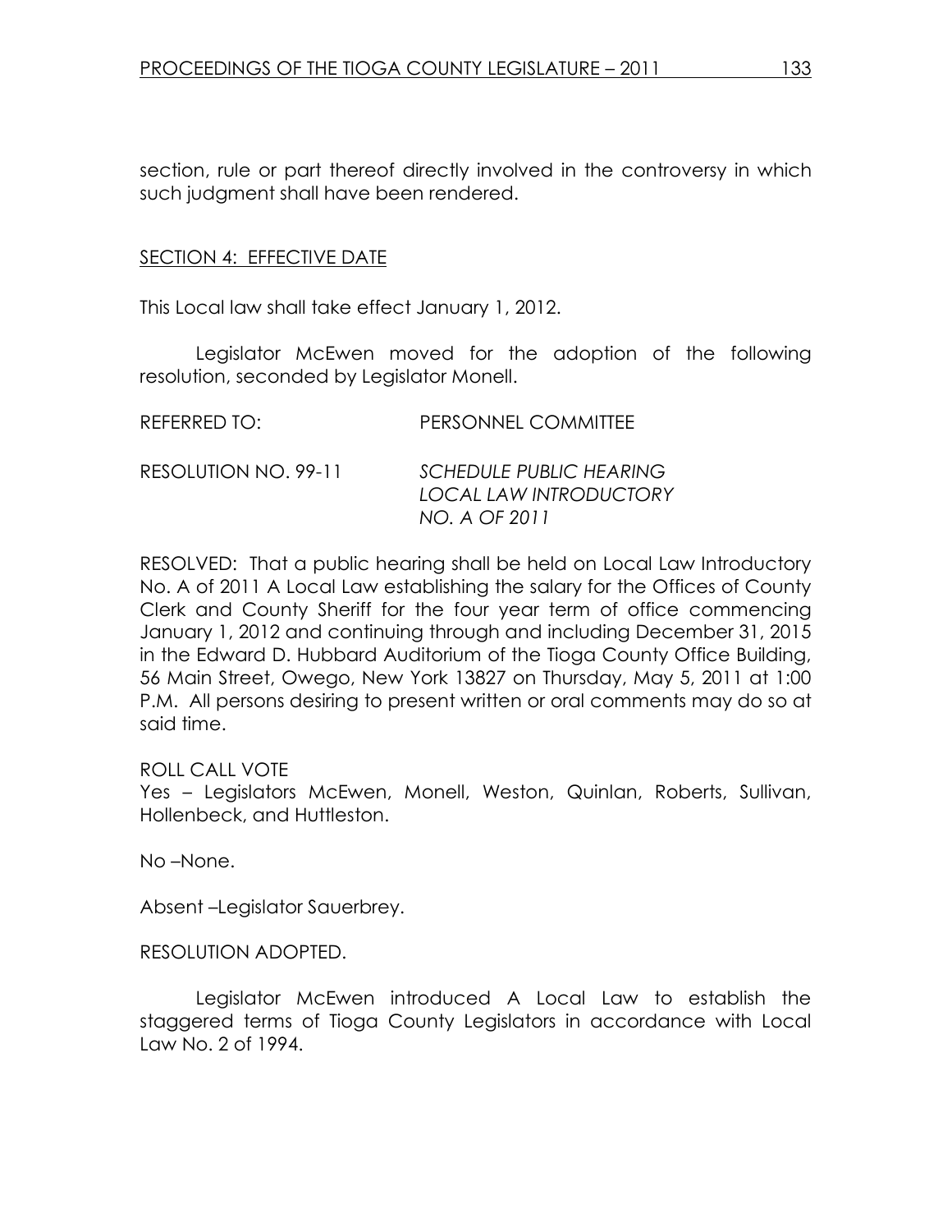section, rule or part thereof directly involved in the controversy in which such judgment shall have been rendered.

SECTION 4: EFFECTIVE DATE

This Local law shall take effect January 1, 2012.

Legislator McEwen moved for the adoption of the following resolution, seconded by Legislator Monell.

REFERRED TO: PERSONNEL COMMITTEE

RESOLUTION NO. 99-11 *SCHEDULE PUBLIC HEARING LOCAL LAW INTRODUCTORY NO. A OF 2011*

RESOLVED: That a public hearing shall be held on Local Law Introductory No. A of 2011 A Local Law establishing the salary for the Offices of County Clerk and County Sheriff for the four year term of office commencing January 1, 2012 and continuing through and including December 31, 2015 in the Edward D. Hubbard Auditorium of the Tioga County Office Building, 56 Main Street, Owego, New York 13827 on Thursday, May 5, 2011 at 1:00 P.M. All persons desiring to present written or oral comments may do so at said time.

ROLL CALL VOTE
Yes – Legislators McEwen, Monell, Weston, Quinlan, Roberts, Sullivan, Hollenbeck, and Huttleston.

No –None.

Absent –Legislator Sauerbrey.

RESOLUTION ADOPTED.

Legislator McEwen introduced A Local Law to establish the staggered terms of Tioga County Legislators in accordance with Local Law No. 2 of 1994.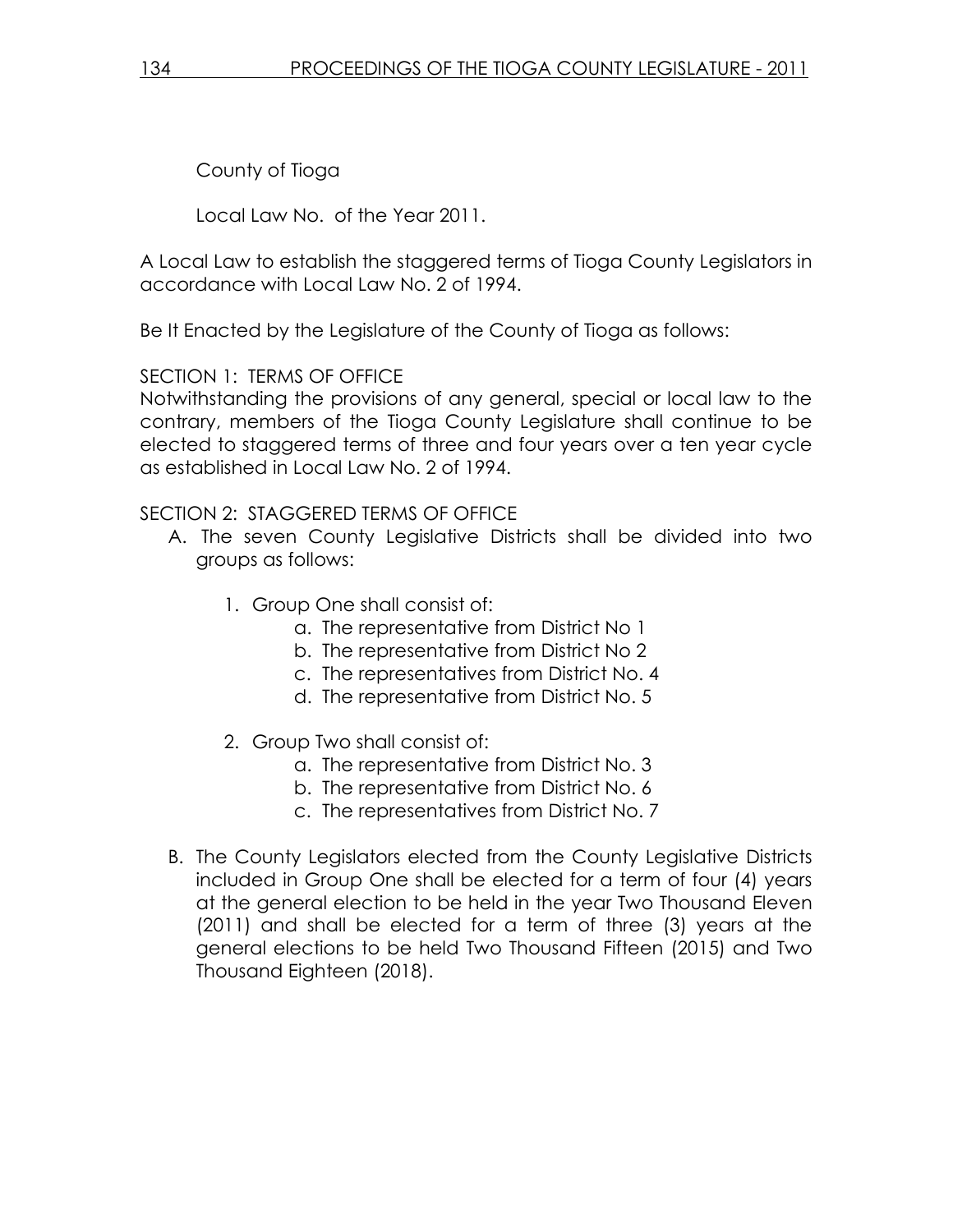County of Tioga

Local Law No. of the Year 2011.

A Local Law to establish the staggered terms of Tioga County Legislators in accordance with Local Law No. 2 of 1994.

Be It Enacted by the Legislature of the County of Tioga as follows:

SECTION 1: TERMS OF OFFICE

Notwithstanding the provisions of any general, special or local law to the contrary, members of the Tioga County Legislature shall continue to be elected to staggered terms of three and four years over a ten year cycle as established in Local Law No. 2 of 1994.

SECTION 2: STAGGERED TERMS OF OFFICE

A. The seven County Legislative Districts shall be divided into two groups as follows:

   1. Group One shall consist of:
      a. The representative from District No 1
      b. The representative from District No 2
      c. The representatives from District No. 4
      d. The representative from District No. 5

   2. Group Two shall consist of:
      a. The representative from District No. 3
      b. The representative from District No. 6
      c. The representatives from District No. 7

B. The County Legislators elected from the County Legislative Districts included in Group One shall be elected for a term of four (4) years at the general election to be held in the year Two Thousand Eleven (2011) and shall be elected for a term of three (3) years at the general elections to be held Two Thousand Fifteen (2015) and Two Thousand Eighteen (2018).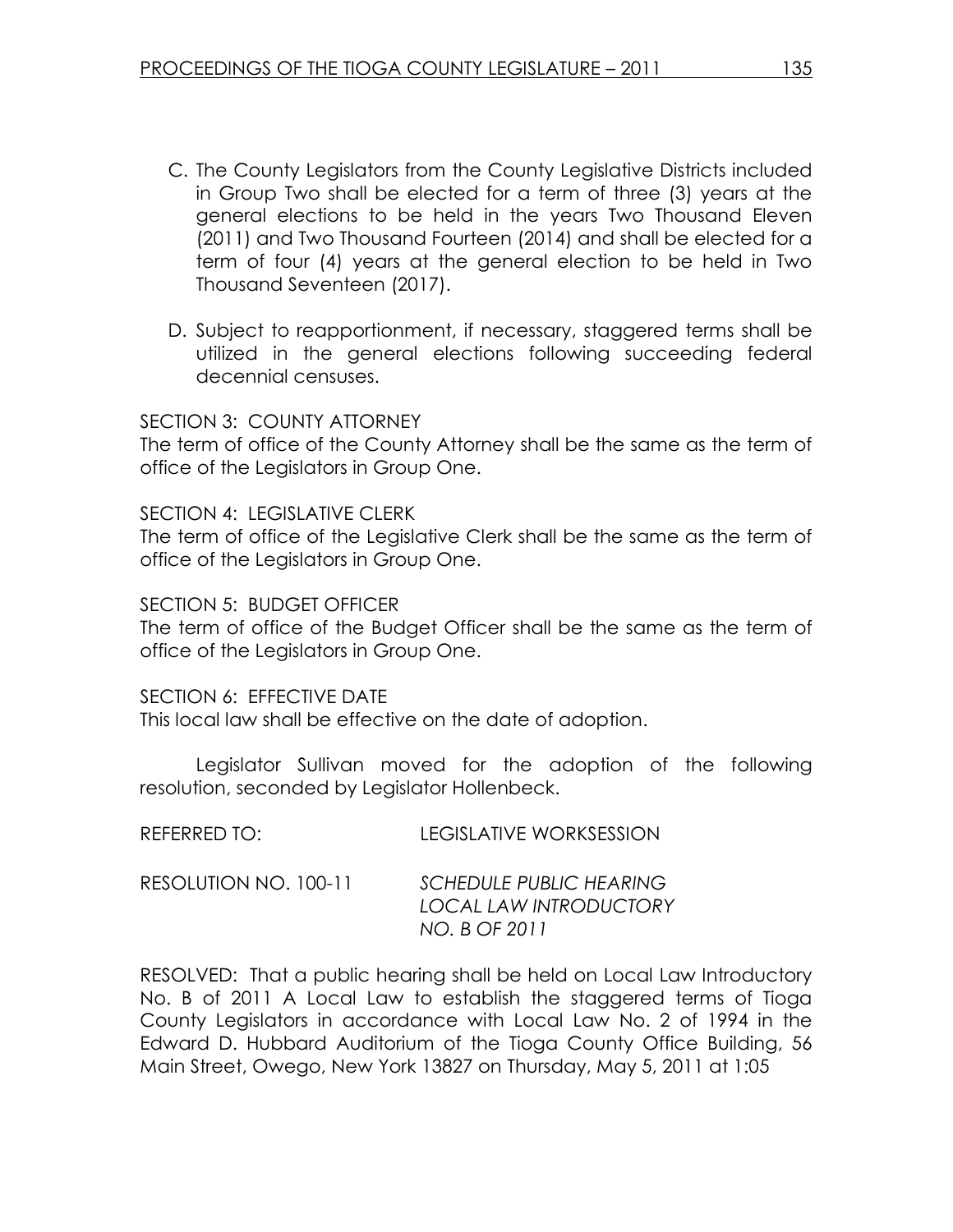C. The County Legislators from the County Legislative Districts included in Group Two shall be elected for a term of three (3) years at the general elections to be held in the years Two Thousand Eleven (2011) and Two Thousand Fourteen (2014) and shall be elected for a term of four (4) years at the general election to be held in Two Thousand Seventeen (2017).

D. Subject to reapportionment, if necessary, staggered terms shall be utilized in the general elections following succeeding federal decennial censuses.

SECTION 3: COUNTY ATTORNEY
The term of office of the County Attorney shall be the same as the term of office of the Legislators in Group One.

SECTION 4: LEGISLATIVE CLERK
The term of office of the Legislative Clerk shall be the same as the term of office of the Legislators in Group One.

SECTION 5: BUDGET OFFICER
The term of office of the Budget Officer shall be the same as the term of office of the Legislators in Group One.

SECTION 6: EFFECTIVE DATE
This local law shall be effective on the date of adoption.

Legislator Sullivan moved for the adoption of the following resolution, seconded by Legislator Hollenbeck.

REFERRED TO: LEGISLATIVE WORKSESSION

RESOLUTION NO. 100-11 *SCHEDULE PUBLIC HEARING LOCAL LAW INTRODUCTORY NO. B OF 2011*

RESOLVED: That a public hearing shall be held on Local Law Introductory No. B of 2011 A Local Law to establish the staggered terms of Tioga County Legislators in accordance with Local Law No. 2 of 1994 in the Edward D. Hubbard Auditorium of the Tioga County Office Building, 56 Main Street, Owego, New York 13827 on Thursday, May 5, 2011 at 1:05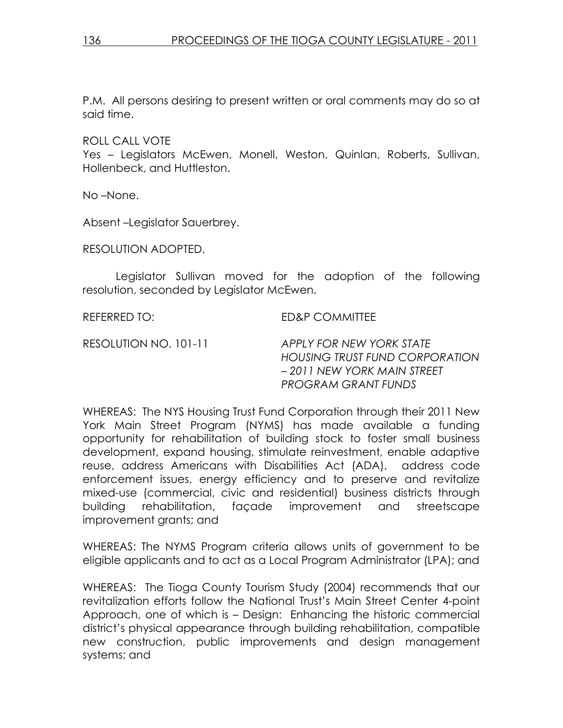P.M. All persons desiring to present written or oral comments may do so at said time.

ROLL CALL VOTE
Yes – Legislators McEwen, Monell, Weston, Quinlan, Roberts, Sullivan, Hollenbeck, and Huttleston.

No –None.

Absent –Legislator Sauerbrey.

RESOLUTION ADOPTED.

Legislator Sullivan moved for the adoption of the following resolution, seconded by Legislator McEwen.

REFERRED TO: ED&P COMMITTEE

RESOLUTION NO. 101-11 *APPLY FOR NEW YORK STATE HOUSING TRUST FUND CORPORATION – 2011 NEW YORK MAIN STREET PROGRAM GRANT FUNDS*

WHEREAS: The NYS Housing Trust Fund Corporation through their 2011 New York Main Street Program (NYMS) has made available a funding opportunity for rehabilitation of building stock to foster small business development, expand housing, stimulate reinvestment, enable adaptive reuse, address Americans with Disabilities Act (ADA), address code enforcement issues, energy efficiency and to preserve and revitalize mixed-use (commercial, civic and residential) business districts through building rehabilitation, façade improvement and streetscape improvement grants; and

WHEREAS: The NYMS Program criteria allows units of government to be eligible applicants and to act as a Local Program Administrator (LPA); and

WHEREAS: The Tioga County Tourism Study (2004) recommends that our revitalization efforts follow the National Trust's Main Street Center 4-point Approach, one of which is – Design: Enhancing the historic commercial district's physical appearance through building rehabilitation, compatible new construction, public improvements and design management systems; and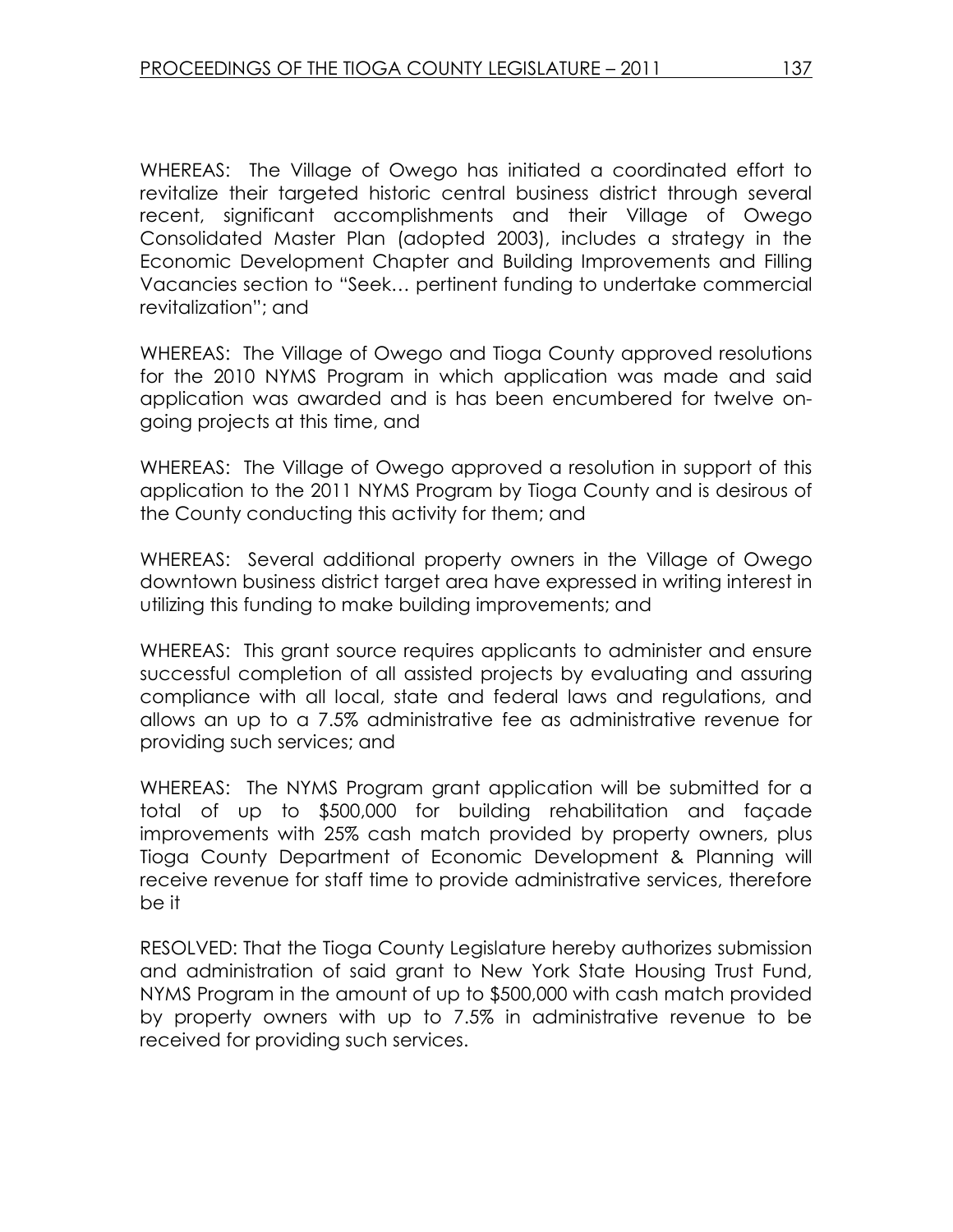WHEREAS: The Village of Owego has initiated a coordinated effort to revitalize their targeted historic central business district through several recent, significant accomplishments and their Village of Owego Consolidated Master Plan (adopted 2003), includes a strategy in the Economic Development Chapter and Building Improvements and Filling Vacancies section to "Seek… pertinent funding to undertake commercial revitalization"; and

WHEREAS: The Village of Owego and Tioga County approved resolutions for the 2010 NYMS Program in which application was made and said application was awarded and is has been encumbered for twelve on-going projects at this time, and

WHEREAS: The Village of Owego approved a resolution in support of this application to the 2011 NYMS Program by Tioga County and is desirous of the County conducting this activity for them; and

WHEREAS: Several additional property owners in the Village of Owego downtown business district target area have expressed in writing interest in utilizing this funding to make building improvements; and

WHEREAS: This grant source requires applicants to administer and ensure successful completion of all assisted projects by evaluating and assuring compliance with all local, state and federal laws and regulations, and allows an up to a 7.5% administrative fee as administrative revenue for providing such services; and

WHEREAS: The NYMS Program grant application will be submitted for a total of up to $500,000 for building rehabilitation and façade improvements with 25% cash match provided by property owners, plus Tioga County Department of Economic Development & Planning will receive revenue for staff time to provide administrative services, therefore be it

RESOLVED: That the Tioga County Legislature hereby authorizes submission and administration of said grant to New York State Housing Trust Fund, NYMS Program in the amount of up to $500,000 with cash match provided by property owners with up to 7.5% in administrative revenue to be received for providing such services.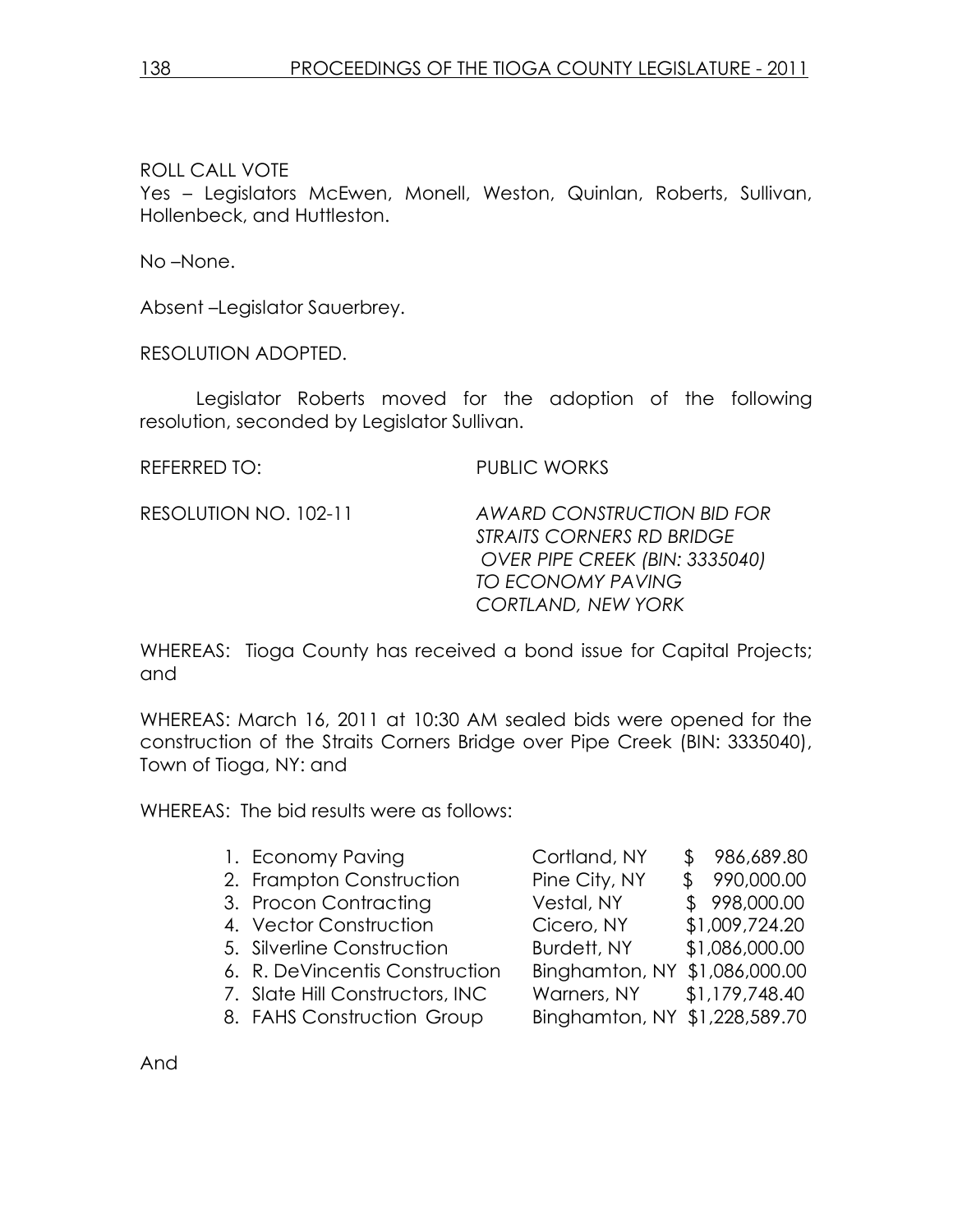ROLL CALL VOTE
Yes – Legislators McEwen, Monell, Weston, Quinlan, Roberts, Sullivan, Hollenbeck, and Huttleston.

No –None.

Absent –Legislator Sauerbrey.

RESOLUTION ADOPTED.

Legislator Roberts moved for the adoption of the following resolution, seconded by Legislator Sullivan.

REFERRED TO: PUBLIC WORKS

RESOLUTION NO. 102-11 *AWARD CONSTRUCTION BID FOR STRAITS CORNERS RD BRIDGE OVER PIPE CREEK (BIN: 3335040) TO ECONOMY PAVING CORTLAND, NEW YORK*

WHEREAS: Tioga County has received a bond issue for Capital Projects; and

WHEREAS: March 16, 2011 at 10:30 AM sealed bids were opened for the construction of the Straits Corners Bridge over Pipe Creek (BIN: 3335040), Town of Tioga, NY: and

WHEREAS: The bid results were as follows:

| | | |
|---|---|---|
| 1. Economy Paving | Cortland, NY | $ 986,689.80 |
| 2. Frampton Construction | Pine City, NY | $ 990,000.00 |
| 3. Procon Contracting | Vestal, NY | $ 998,000.00 |
| 4. Vector Construction | Cicero, NY | $1,009,724.20 |
| 5. Silverline Construction | Burdett, NY | $1,086,000.00 |
| 6. R. DeVincentis Construction | Binghamton, NY | $1,086,000.00 |
| 7. Slate Hill Constructors, INC | Warners, NY | $1,179,748.40 |
| 8. FAHS Construction Group | Binghamton, NY | $1,228,589.70 |

And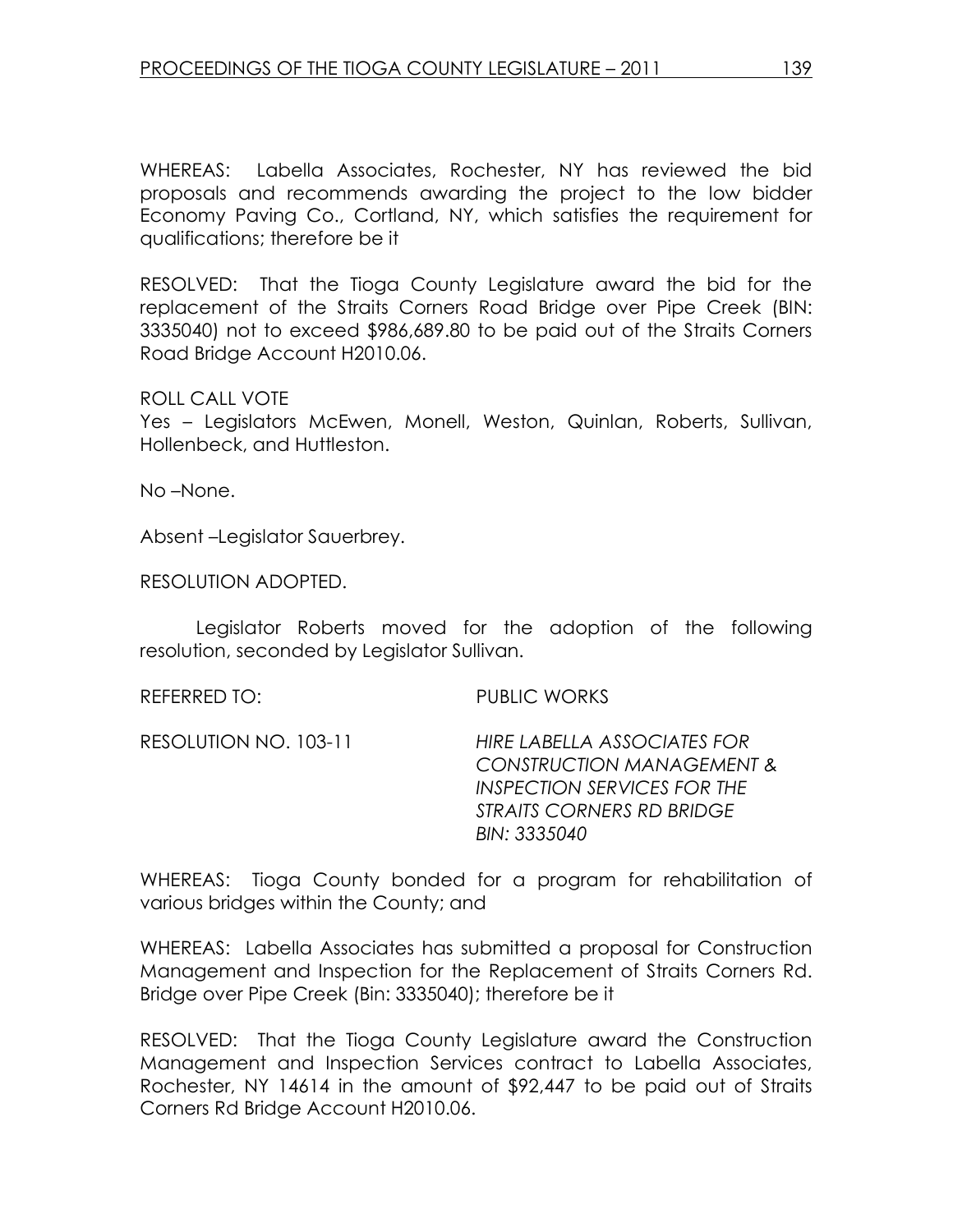WHEREAS: Labella Associates, Rochester, NY has reviewed the bid proposals and recommends awarding the project to the low bidder Economy Paving Co., Cortland, NY, which satisfies the requirement for qualifications; therefore be it

RESOLVED: That the Tioga County Legislature award the bid for the replacement of the Straits Corners Road Bridge over Pipe Creek (BIN: 3335040) not to exceed $986,689.80 to be paid out of the Straits Corners Road Bridge Account H2010.06.

ROLL CALL VOTE
Yes – Legislators McEwen, Monell, Weston, Quinlan, Roberts, Sullivan, Hollenbeck, and Huttleston.

No –None.

Absent –Legislator Sauerbrey.

RESOLUTION ADOPTED.

Legislator Roberts moved for the adoption of the following resolution, seconded by Legislator Sullivan.

REFERRED TO: PUBLIC WORKS

RESOLUTION NO. 103-11 *HIRE LABELLA ASSOCIATES FOR CONSTRUCTION MANAGEMENT & INSPECTION SERVICES FOR THE STRAITS CORNERS RD BRIDGE BIN: 3335040*

WHEREAS: Tioga County bonded for a program for rehabilitation of various bridges within the County; and

WHEREAS: Labella Associates has submitted a proposal for Construction Management and Inspection for the Replacement of Straits Corners Rd. Bridge over Pipe Creek (Bin: 3335040); therefore be it

RESOLVED: That the Tioga County Legislature award the Construction Management and Inspection Services contract to Labella Associates, Rochester, NY 14614 in the amount of $92,447 to be paid out of Straits Corners Rd Bridge Account H2010.06.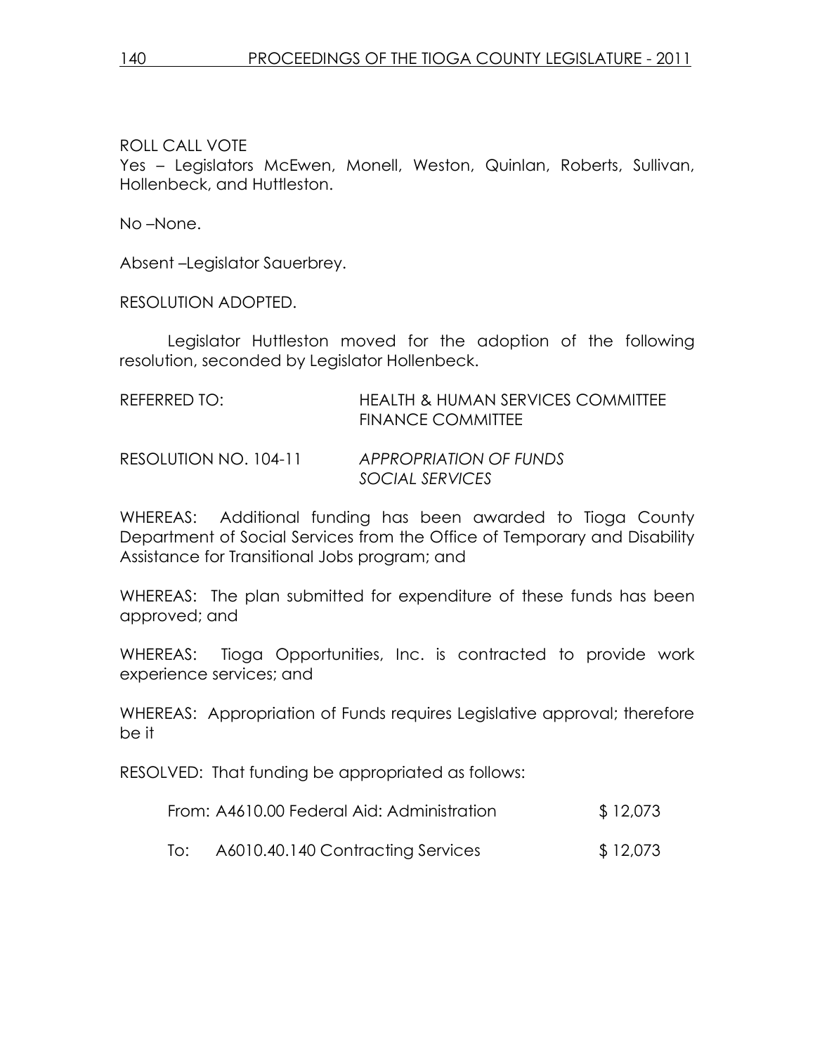ROLL CALL VOTE
Yes – Legislators McEwen, Monell, Weston, Quinlan, Roberts, Sullivan, Hollenbeck, and Huttleston.

No –None.

Absent –Legislator Sauerbrey.

RESOLUTION ADOPTED.

Legislator Huttleston moved for the adoption of the following resolution, seconded by Legislator Hollenbeck.

REFERRED TO: HEALTH & HUMAN SERVICES COMMITTEE
FINANCE COMMITTEE

RESOLUTION NO. 104-11 *APPROPRIATION OF FUNDS*
*SOCIAL SERVICES*

WHEREAS: Additional funding has been awarded to Tioga County Department of Social Services from the Office of Temporary and Disability Assistance for Transitional Jobs program; and

WHEREAS: The plan submitted for expenditure of these funds has been approved; and

WHEREAS: Tioga Opportunities, Inc. is contracted to provide work experience services; and

WHEREAS: Appropriation of Funds requires Legislative approval; therefore be it

RESOLVED: That funding be appropriated as follows:

From: A4610.00 Federal Aid: Administration $ 12,073

To: A6010.40.140 Contracting Services $ 12,073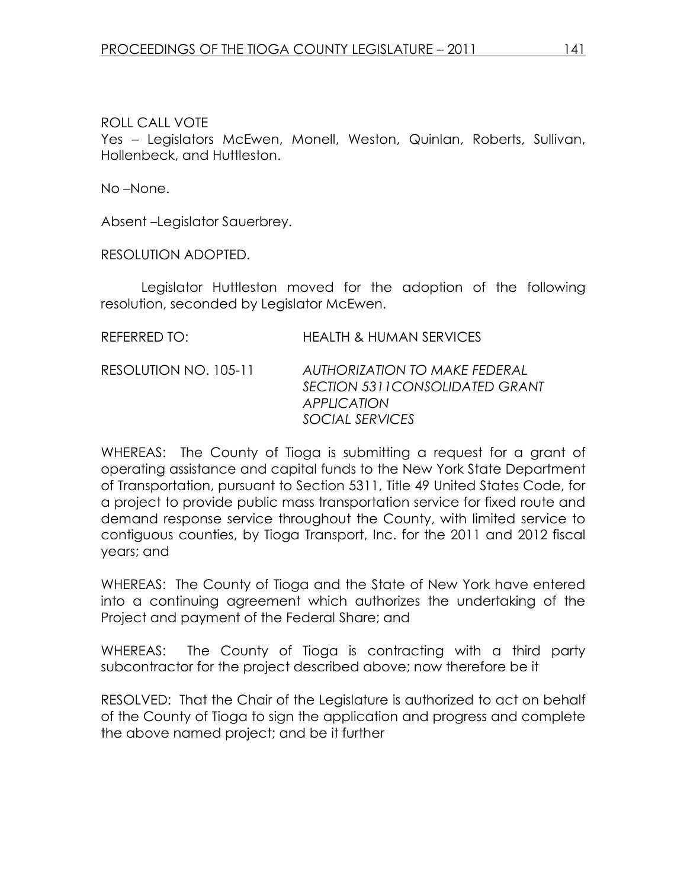ROLL CALL VOTE
Yes – Legislators McEwen, Monell, Weston, Quinlan, Roberts, Sullivan, Hollenbeck, and Huttleston.

No –None.

Absent –Legislator Sauerbrey.

RESOLUTION ADOPTED.

Legislator Huttleston moved for the adoption of the following resolution, seconded by Legislator McEwen.

REFERRED TO: HEALTH & HUMAN SERVICES

RESOLUTION NO. 105-11 *AUTHORIZATION TO MAKE FEDERAL SECTION 5311CONSOLIDATED GRANT APPLICATION SOCIAL SERVICES*

WHEREAS: The County of Tioga is submitting a request for a grant of operating assistance and capital funds to the New York State Department of Transportation, pursuant to Section 5311, Title 49 United States Code, for a project to provide public mass transportation service for fixed route and demand response service throughout the County, with limited service to contiguous counties, by Tioga Transport, Inc. for the 2011 and 2012 fiscal years; and

WHEREAS: The County of Tioga and the State of New York have entered into a continuing agreement which authorizes the undertaking of the Project and payment of the Federal Share; and

WHEREAS: The County of Tioga is contracting with a third party subcontractor for the project described above; now therefore be it

RESOLVED: That the Chair of the Legislature is authorized to act on behalf of the County of Tioga to sign the application and progress and complete the above named project; and be it further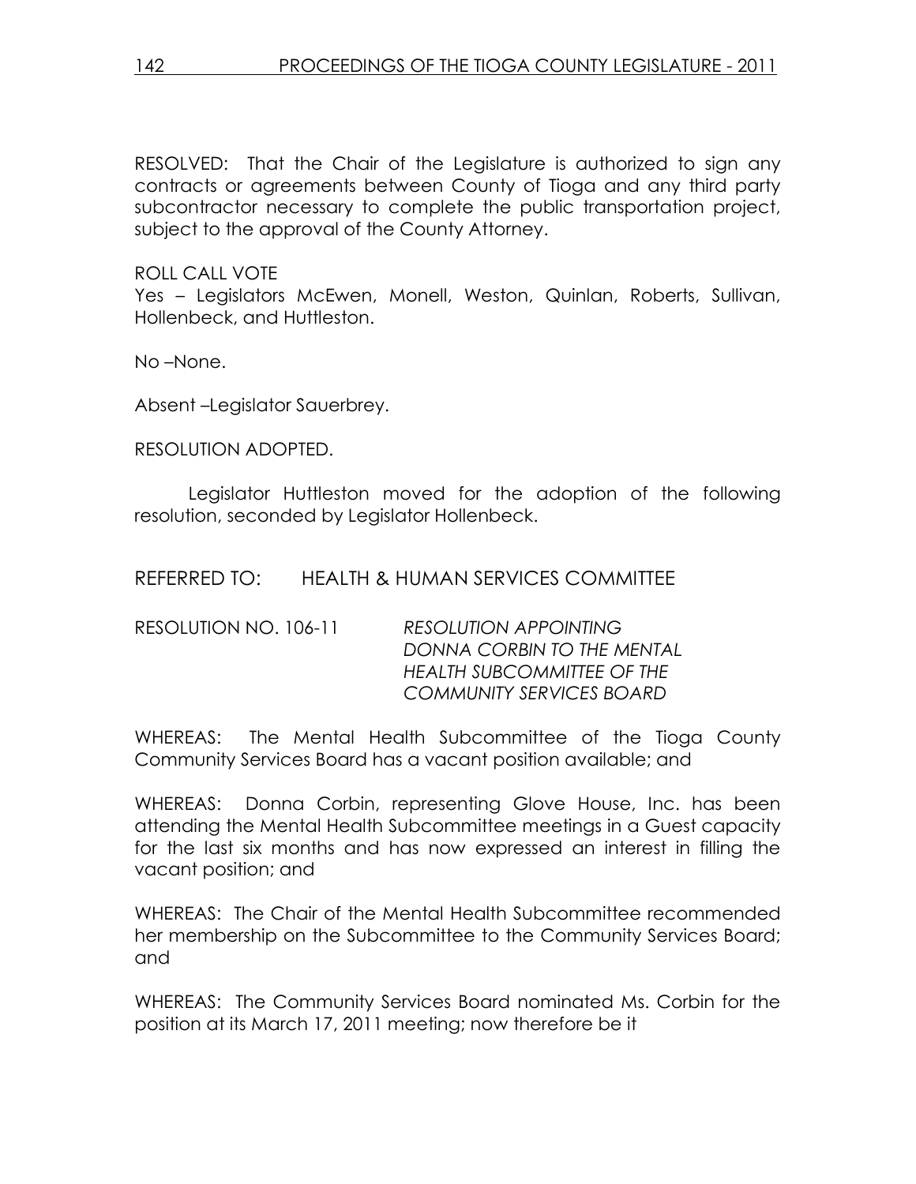RESOLVED: That the Chair of the Legislature is authorized to sign any contracts or agreements between County of Tioga and any third party subcontractor necessary to complete the public transportation project, subject to the approval of the County Attorney.

ROLL CALL VOTE
Yes – Legislators McEwen, Monell, Weston, Quinlan, Roberts, Sullivan, Hollenbeck, and Huttleston.

No –None.

Absent –Legislator Sauerbrey.

RESOLUTION ADOPTED.

Legislator Huttleston moved for the adoption of the following resolution, seconded by Legislator Hollenbeck.

REFERRED TO: HEALTH & HUMAN SERVICES COMMITTEE

RESOLUTION NO. 106-11 *RESOLUTION APPOINTING DONNA CORBIN TO THE MENTAL HEALTH SUBCOMMITTEE OF THE COMMUNITY SERVICES BOARD*

WHEREAS: The Mental Health Subcommittee of the Tioga County Community Services Board has a vacant position available; and

WHEREAS: Donna Corbin, representing Glove House, Inc. has been attending the Mental Health Subcommittee meetings in a Guest capacity for the last six months and has now expressed an interest in filling the vacant position; and

WHEREAS: The Chair of the Mental Health Subcommittee recommended her membership on the Subcommittee to the Community Services Board; and

WHEREAS: The Community Services Board nominated Ms. Corbin for the position at its March 17, 2011 meeting; now therefore be it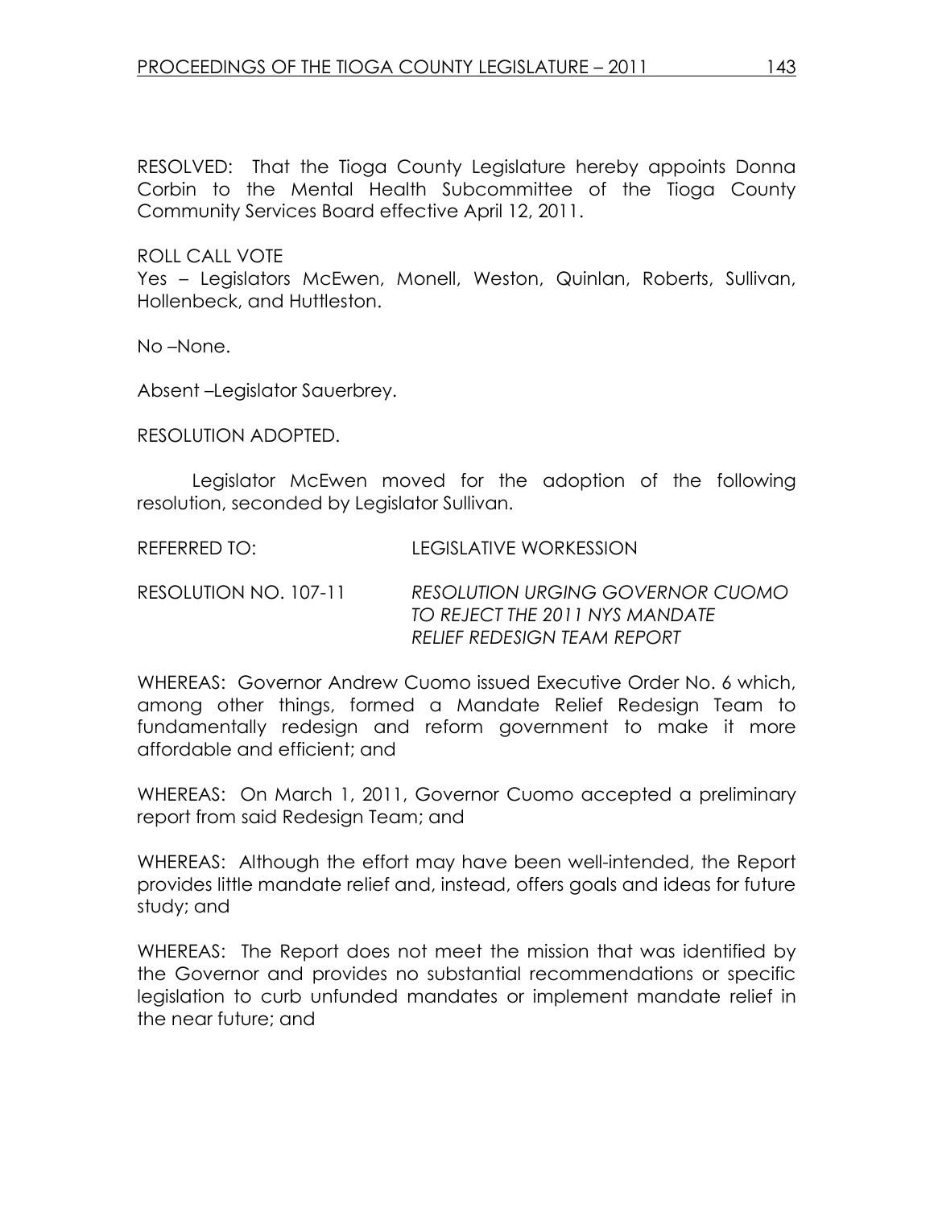RESOLVED: That the Tioga County Legislature hereby appoints Donna Corbin to the Mental Health Subcommittee of the Tioga County Community Services Board effective April 12, 2011.

ROLL CALL VOTE
Yes – Legislators McEwen, Monell, Weston, Quinlan, Roberts, Sullivan, Hollenbeck, and Huttleston.

No –None.

Absent –Legislator Sauerbrey.

RESOLUTION ADOPTED.

Legislator McEwen moved for the adoption of the following resolution, seconded by Legislator Sullivan.

REFERRED TO: LEGISLATIVE WORKESSION

RESOLUTION NO. 107-11 *RESOLUTION URGING GOVERNOR CUOMO TO REJECT THE 2011 NYS MANDATE RELIEF REDESIGN TEAM REPORT*

WHEREAS: Governor Andrew Cuomo issued Executive Order No. 6 which, among other things, formed a Mandate Relief Redesign Team to fundamentally redesign and reform government to make it more affordable and efficient; and

WHEREAS: On March 1, 2011, Governor Cuomo accepted a preliminary report from said Redesign Team; and

WHEREAS: Although the effort may have been well-intended, the Report provides little mandate relief and, instead, offers goals and ideas for future study; and

WHEREAS: The Report does not meet the mission that was identified by the Governor and provides no substantial recommendations or specific legislation to curb unfunded mandates or implement mandate relief in the near future; and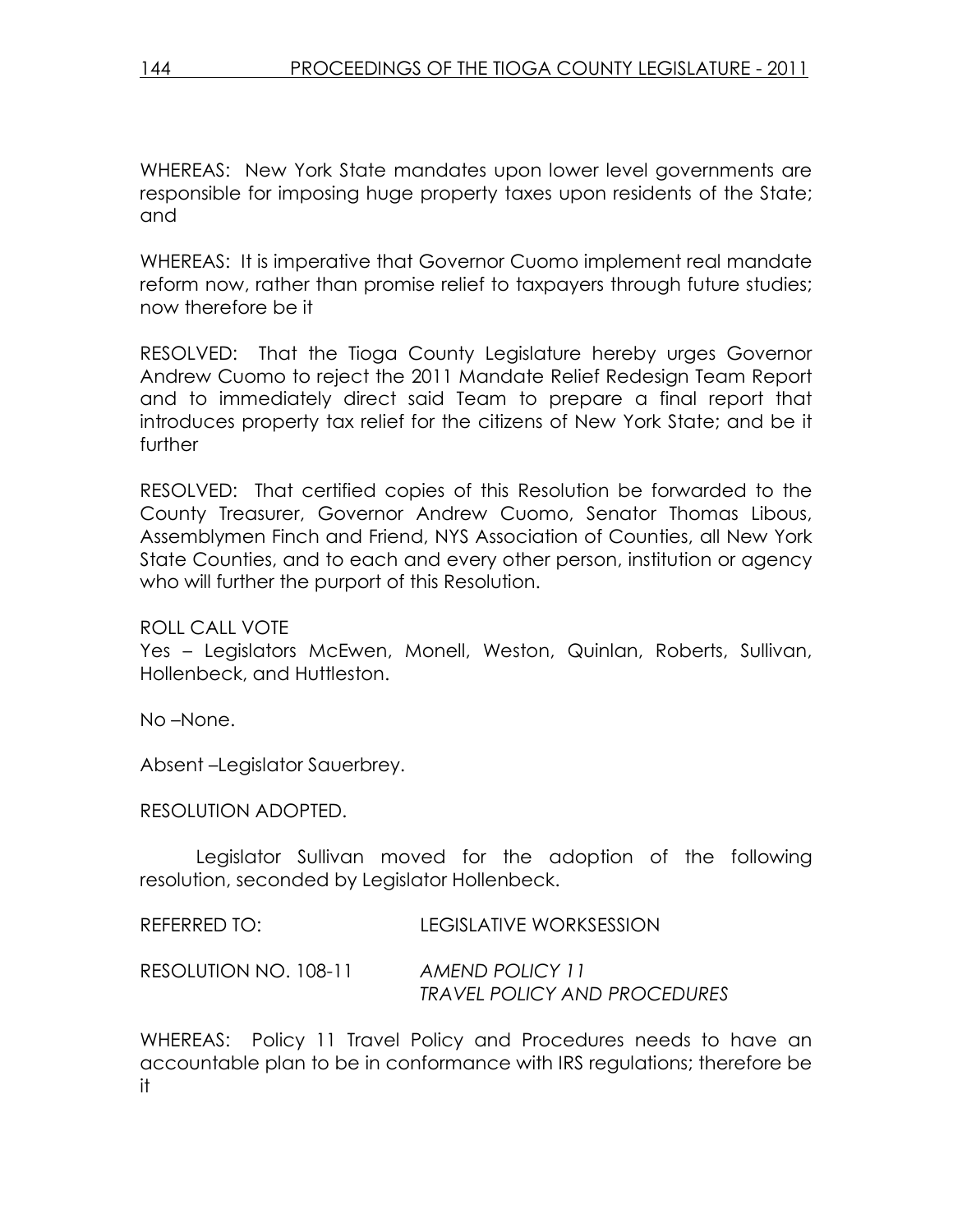WHEREAS: New York State mandates upon lower level governments are responsible for imposing huge property taxes upon residents of the State; and

WHEREAS: It is imperative that Governor Cuomo implement real mandate reform now, rather than promise relief to taxpayers through future studies; now therefore be it

RESOLVED: That the Tioga County Legislature hereby urges Governor Andrew Cuomo to reject the 2011 Mandate Relief Redesign Team Report and to immediately direct said Team to prepare a final report that introduces property tax relief for the citizens of New York State; and be it further

RESOLVED: That certified copies of this Resolution be forwarded to the County Treasurer, Governor Andrew Cuomo, Senator Thomas Libous, Assemblymen Finch and Friend, NYS Association of Counties, all New York State Counties, and to each and every other person, institution or agency who will further the purport of this Resolution.

ROLL CALL VOTE
Yes – Legislators McEwen, Monell, Weston, Quinlan, Roberts, Sullivan, Hollenbeck, and Huttleston.

No –None.

Absent –Legislator Sauerbrey.

RESOLUTION ADOPTED.

Legislator Sullivan moved for the adoption of the following resolution, seconded by Legislator Hollenbeck.

REFERRED TO: LEGISLATIVE WORKSESSION

RESOLUTION NO. 108-11 *AMEND POLICY 11*
*TRAVEL POLICY AND PROCEDURES*

WHEREAS: Policy 11 Travel Policy and Procedures needs to have an accountable plan to be in conformance with IRS regulations; therefore be it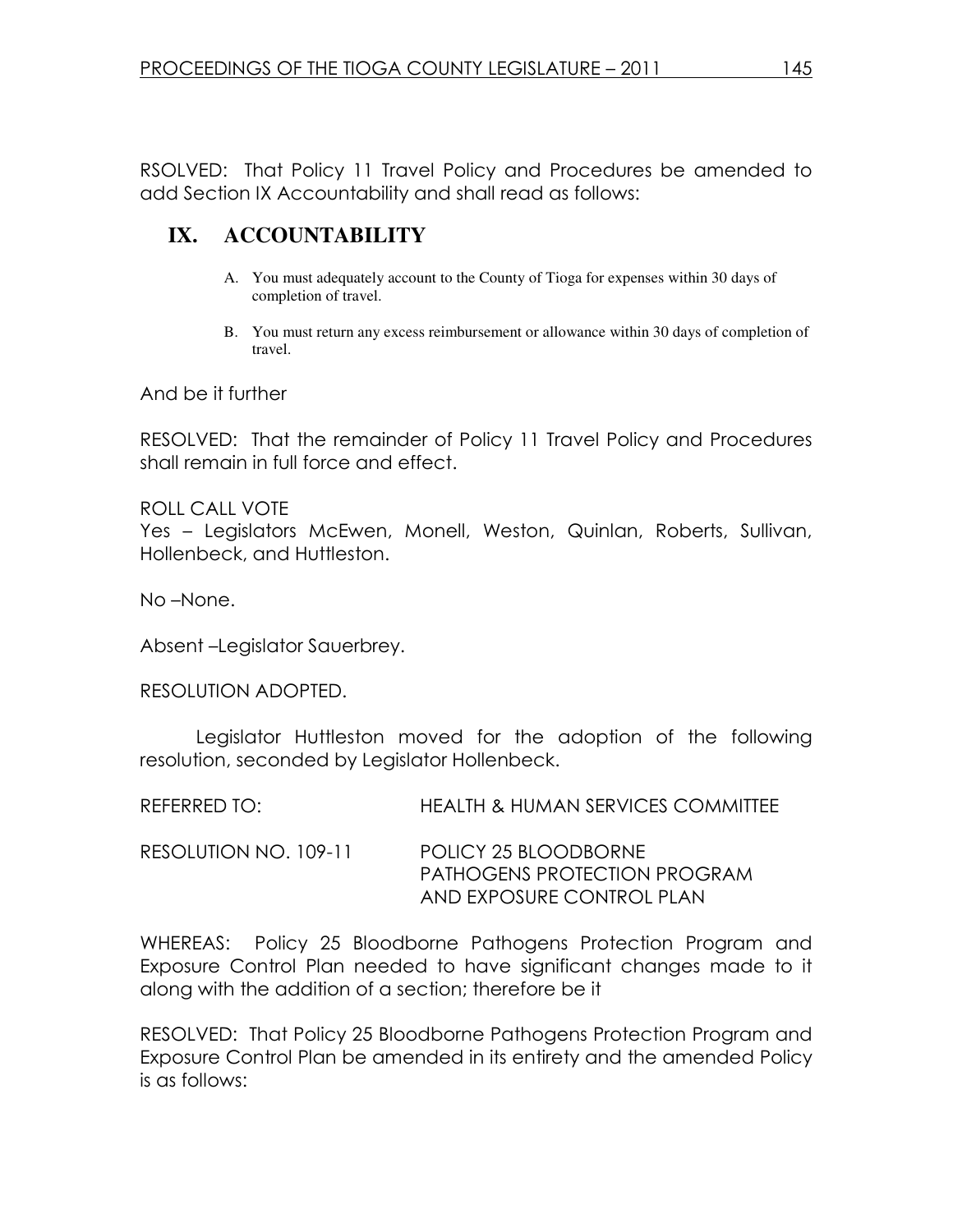RSOLVED: That Policy 11 Travel Policy and Procedures be amended to add Section IX Accountability and shall read as follows:

## IX. ACCOUNTABILITY

A. You must adequately account to the County of Tioga for expenses within 30 days of completion of travel.

B. You must return any excess reimbursement or allowance within 30 days of completion of travel.

And be it further

RESOLVED: That the remainder of Policy 11 Travel Policy and Procedures shall remain in full force and effect.

ROLL CALL VOTE
Yes – Legislators McEwen, Monell, Weston, Quinlan, Roberts, Sullivan, Hollenbeck, and Huttleston.

No –None.

Absent –Legislator Sauerbrey.

RESOLUTION ADOPTED.

Legislator Huttleston moved for the adoption of the following resolution, seconded by Legislator Hollenbeck.

REFERRED TO: HEALTH & HUMAN SERVICES COMMITTEE

RESOLUTION NO. 109-11 POLICY 25 BLOODBORNE PATHOGENS PROTECTION PROGRAM AND EXPOSURE CONTROL PLAN

WHEREAS: Policy 25 Bloodborne Pathogens Protection Program and Exposure Control Plan needed to have significant changes made to it along with the addition of a section; therefore be it

RESOLVED: That Policy 25 Bloodborne Pathogens Protection Program and Exposure Control Plan be amended in its entirety and the amended Policy is as follows: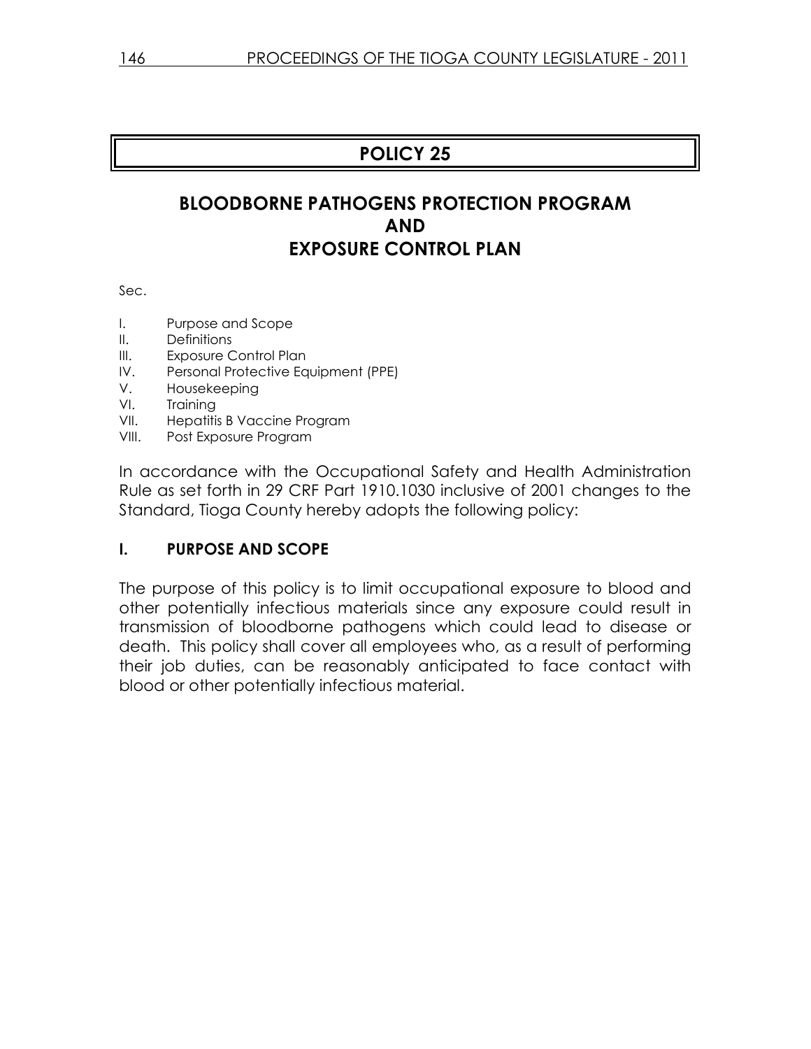# POLICY 25

## BLOODBORNE PATHOGENS PROTECTION PROGRAM AND EXPOSURE CONTROL PLAN

Sec.

- I. Purpose and Scope
- II. Definitions
- III. Exposure Control Plan
- IV. Personal Protective Equipment (PPE)
- V. Housekeeping
- VI. Training
- VII. Hepatitis B Vaccine Program
- VIII. Post Exposure Program

In accordance with the Occupational Safety and Health Administration Rule as set forth in 29 CRF Part 1910.1030 inclusive of 2001 changes to the Standard, Tioga County hereby adopts the following policy:

### I. PURPOSE AND SCOPE

The purpose of this policy is to limit occupational exposure to blood and other potentially infectious materials since any exposure could result in transmission of bloodborne pathogens which could lead to disease or death. This policy shall cover all employees who, as a result of performing their job duties, can be reasonably anticipated to face contact with blood or other potentially infectious material.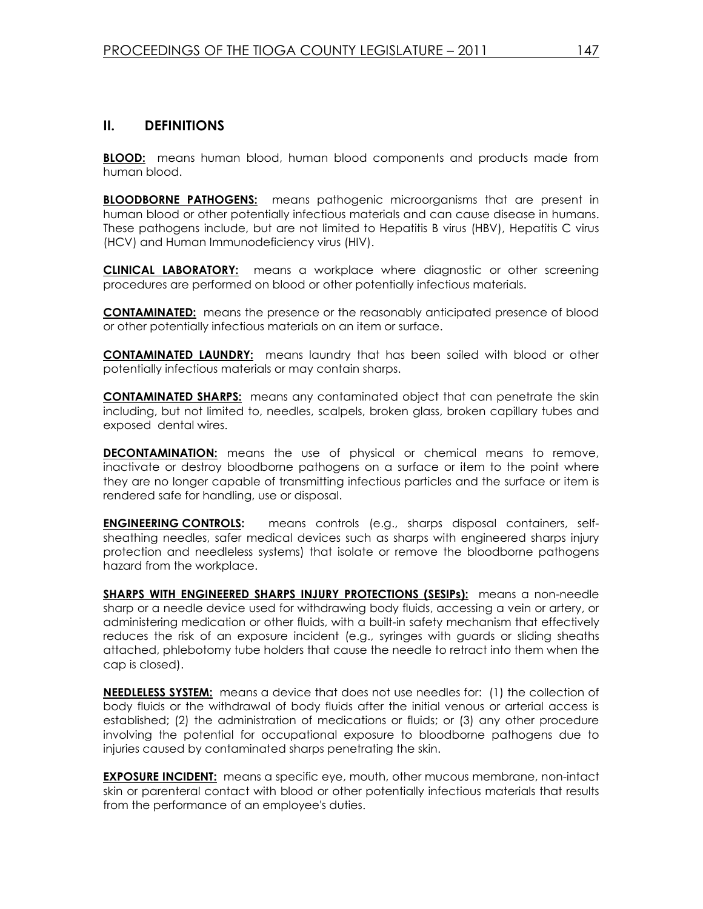## II. DEFINITIONS

**BLOOD:** means human blood, human blood components and products made from human blood.

**BLOODBORNE PATHOGENS:** means pathogenic microorganisms that are present in human blood or other potentially infectious materials and can cause disease in humans. These pathogens include, but are not limited to Hepatitis B virus (HBV), Hepatitis C virus (HCV) and Human Immunodeficiency virus (HIV).

**CLINICAL LABORATORY:** means a workplace where diagnostic or other screening procedures are performed on blood or other potentially infectious materials.

**CONTAMINATED:** means the presence or the reasonably anticipated presence of blood or other potentially infectious materials on an item or surface.

**CONTAMINATED LAUNDRY:** means laundry that has been soiled with blood or other potentially infectious materials or may contain sharps.

**CONTAMINATED SHARPS:** means any contaminated object that can penetrate the skin including, but not limited to, needles, scalpels, broken glass, broken capillary tubes and exposed dental wires.

**DECONTAMINATION:** means the use of physical or chemical means to remove, inactivate or destroy bloodborne pathogens on a surface or item to the point where they are no longer capable of transmitting infectious particles and the surface or item is rendered safe for handling, use or disposal.

**ENGINEERING CONTROLS:** means controls (e.g., sharps disposal containers, self-sheathing needles, safer medical devices such as sharps with engineered sharps injury protection and needleless systems) that isolate or remove the bloodborne pathogens hazard from the workplace.

**SHARPS WITH ENGINEERED SHARPS INJURY PROTECTIONS (SESIPs):** means a non-needle sharp or a needle device used for withdrawing body fluids, accessing a vein or artery, or administering medication or other fluids, with a built-in safety mechanism that effectively reduces the risk of an exposure incident (e.g., syringes with guards or sliding sheaths attached, phlebotomy tube holders that cause the needle to retract into them when the cap is closed).

**NEEDLELESS SYSTEM:** means a device that does not use needles for: (1) the collection of body fluids or the withdrawal of body fluids after the initial venous or arterial access is established; (2) the administration of medications or fluids; or (3) any other procedure involving the potential for occupational exposure to bloodborne pathogens due to injuries caused by contaminated sharps penetrating the skin.

**EXPOSURE INCIDENT:** means a specific eye, mouth, other mucous membrane, non-intact skin or parenteral contact with blood or other potentially infectious materials that results from the performance of an employee's duties.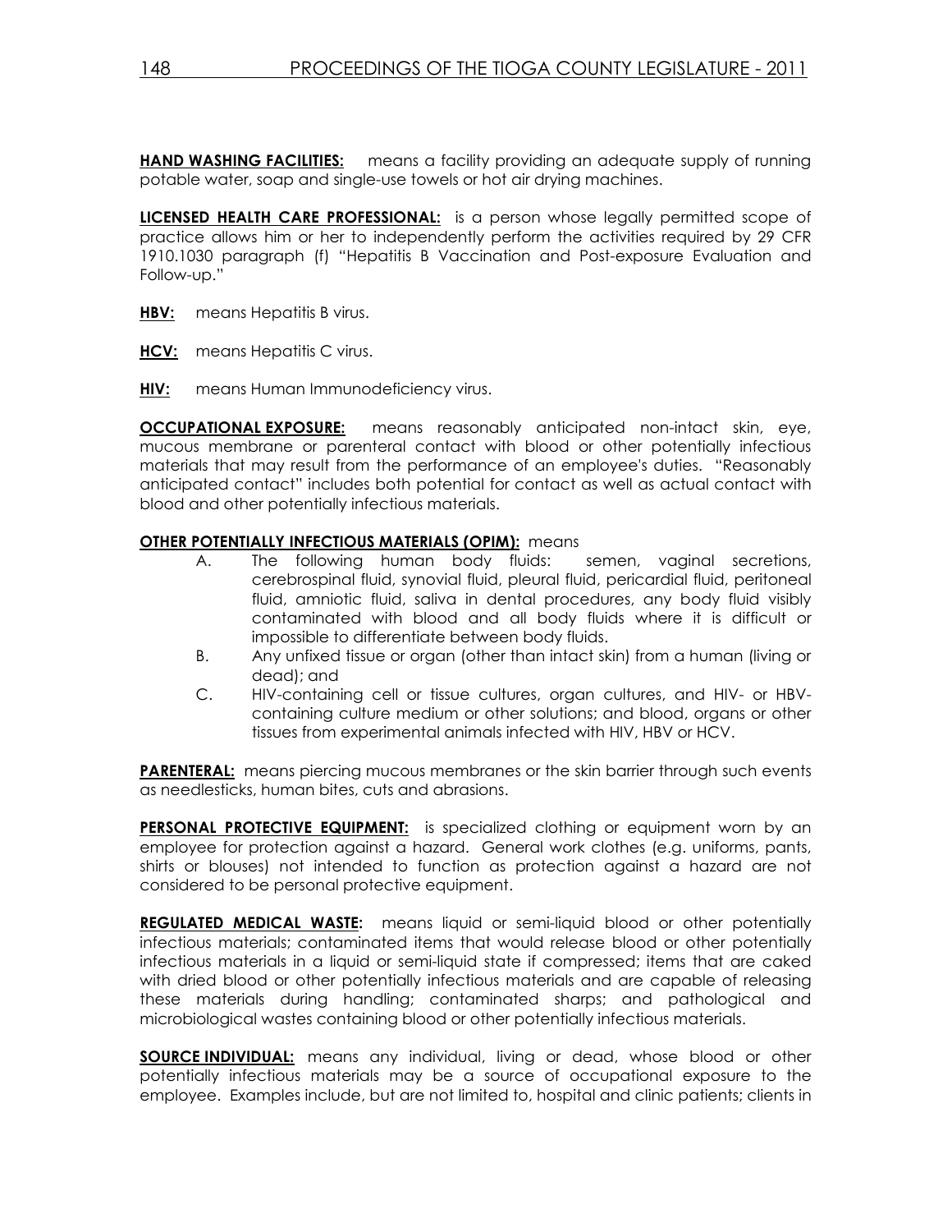**HAND WASHING FACILITIES:** means a facility providing an adequate supply of running potable water, soap and single-use towels or hot air drying machines.

**LICENSED HEALTH CARE PROFESSIONAL:** is a person whose legally permitted scope of practice allows him or her to independently perform the activities required by 29 CFR 1910.1030 paragraph (f) "Hepatitis B Vaccination and Post-exposure Evaluation and Follow-up."

**HBV:** means Hepatitis B virus.

**HCV:** means Hepatitis C virus.

**HIV:** means Human Immunodeficiency virus.

**OCCUPATIONAL EXPOSURE:** means reasonably anticipated non-intact skin, eye, mucous membrane or parenteral contact with blood or other potentially infectious materials that may result from the performance of an employee's duties. "Reasonably anticipated contact" includes both potential for contact as well as actual contact with blood and other potentially infectious materials.

**OTHER POTENTIALLY INFECTIOUS MATERIALS (OPIM):** means

A. The following human body fluids: semen, vaginal secretions, cerebrospinal fluid, synovial fluid, pleural fluid, pericardial fluid, peritoneal fluid, amniotic fluid, saliva in dental procedures, any body fluid visibly contaminated with blood and all body fluids where it is difficult or impossible to differentiate between body fluids.

B. Any unfixed tissue or organ (other than intact skin) from a human (living or dead); and

C. HIV-containing cell or tissue cultures, organ cultures, and HIV- or HBV-containing culture medium or other solutions; and blood, organs or other tissues from experimental animals infected with HIV, HBV or HCV.

**PARENTERAL:** means piercing mucous membranes or the skin barrier through such events as needlesticks, human bites, cuts and abrasions.

**PERSONAL PROTECTIVE EQUIPMENT:** is specialized clothing or equipment worn by an employee for protection against a hazard. General work clothes (e.g. uniforms, pants, shirts or blouses) not intended to function as protection against a hazard are not considered to be personal protective equipment.

**REGULATED MEDICAL WASTE:** means liquid or semi-liquid blood or other potentially infectious materials; contaminated items that would release blood or other potentially infectious materials in a liquid or semi-liquid state if compressed; items that are caked with dried blood or other potentially infectious materials and are capable of releasing these materials during handling; contaminated sharps; and pathological and microbiological wastes containing blood or other potentially infectious materials.

**SOURCE INDIVIDUAL:** means any individual, living or dead, whose blood or other potentially infectious materials may be a source of occupational exposure to the employee. Examples include, but are not limited to, hospital and clinic patients; clients in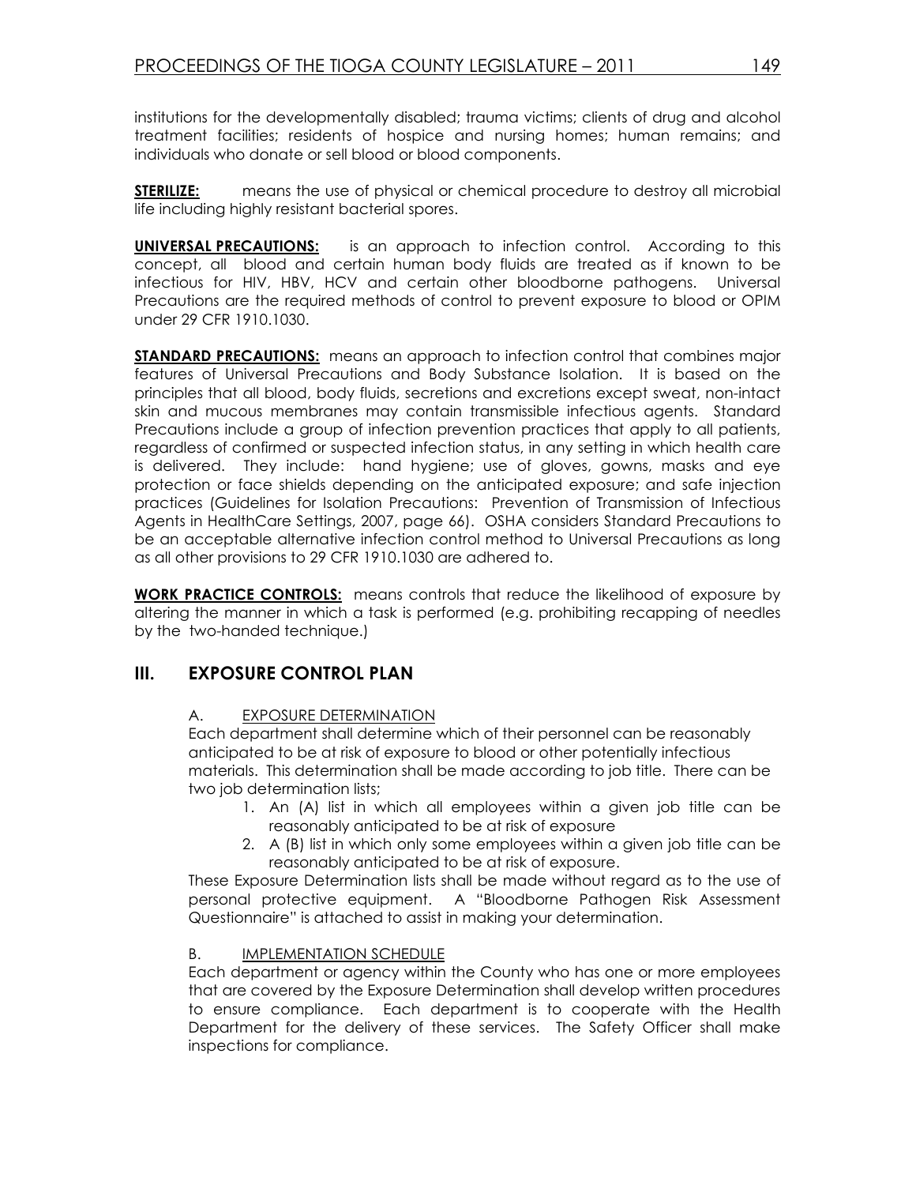institutions for the developmentally disabled; trauma victims; clients of drug and alcohol treatment facilities; residents of hospice and nursing homes; human remains; and individuals who donate or sell blood or blood components.

**STERILIZE:** means the use of physical or chemical procedure to destroy all microbial life including highly resistant bacterial spores.

**UNIVERSAL PRECAUTIONS:** is an approach to infection control. According to this concept, all blood and certain human body fluids are treated as if known to be infectious for HIV, HBV, HCV and certain other bloodborne pathogens. Universal Precautions are the required methods of control to prevent exposure to blood or OPIM under 29 CFR 1910.1030.

**STANDARD PRECAUTIONS:** means an approach to infection control that combines major features of Universal Precautions and Body Substance Isolation. It is based on the principles that all blood, body fluids, secretions and excretions except sweat, non-intact skin and mucous membranes may contain transmissible infectious agents. Standard Precautions include a group of infection prevention practices that apply to all patients, regardless of confirmed or suspected infection status, in any setting in which health care is delivered. They include: hand hygiene; use of gloves, gowns, masks and eye protection or face shields depending on the anticipated exposure; and safe injection practices (Guidelines for Isolation Precautions: Prevention of Transmission of Infectious Agents in HealthCare Settings, 2007, page 66). OSHA considers Standard Precautions to be an acceptable alternative infection control method to Universal Precautions as long as all other provisions to 29 CFR 1910.1030 are adhered to.

**WORK PRACTICE CONTROLS:** means controls that reduce the likelihood of exposure by altering the manner in which a task is performed (e.g. prohibiting recapping of needles by the two-handed technique.)

## III. EXPOSURE CONTROL PLAN

A. EXPOSURE DETERMINATION

Each department shall determine which of their personnel can be reasonably anticipated to be at risk of exposure to blood or other potentially infectious materials. This determination shall be made according to job title. There can be two job determination lists;

1. An (A) list in which all employees within a given job title can be reasonably anticipated to be at risk of exposure
2. A (B) list in which only some employees within a given job title can be reasonably anticipated to be at risk of exposure.

These Exposure Determination lists shall be made without regard as to the use of personal protective equipment. A "Bloodborne Pathogen Risk Assessment Questionnaire" is attached to assist in making your determination.

B. IMPLEMENTATION SCHEDULE

Each department or agency within the County who has one or more employees that are covered by the Exposure Determination shall develop written procedures to ensure compliance. Each department is to cooperate with the Health Department for the delivery of these services. The Safety Officer shall make inspections for compliance.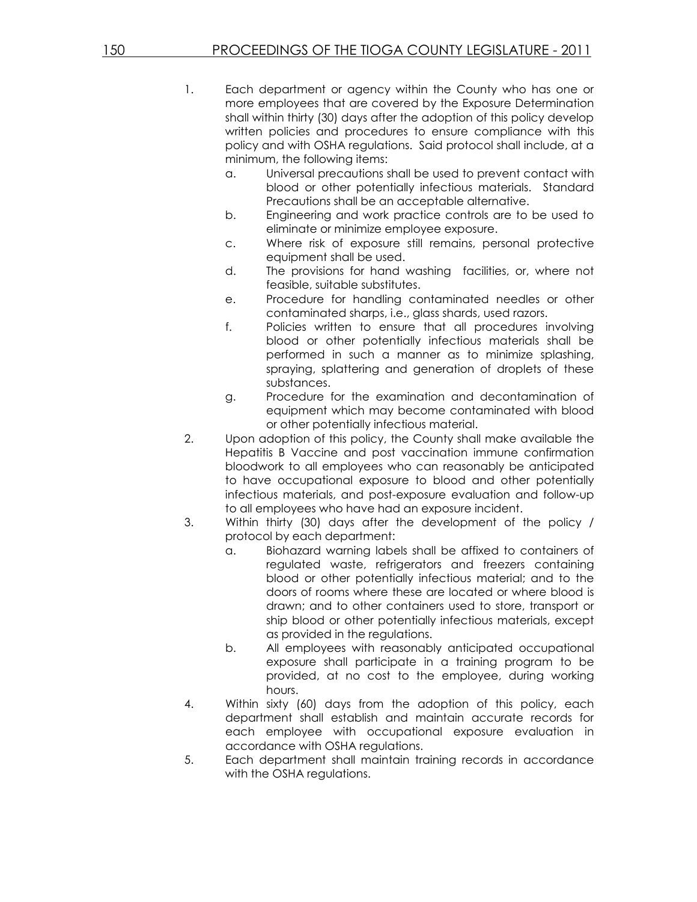1. Each department or agency within the County who has one or more employees that are covered by the Exposure Determination shall within thirty (30) days after the adoption of this policy develop written policies and procedures to ensure compliance with this policy and with OSHA regulations. Said protocol shall include, at a minimum, the following items:
   a. Universal precautions shall be used to prevent contact with blood or other potentially infectious materials. Standard Precautions shall be an acceptable alternative.
   b. Engineering and work practice controls are to be used to eliminate or minimize employee exposure.
   c. Where risk of exposure still remains, personal protective equipment shall be used.
   d. The provisions for hand washing facilities, or, where not feasible, suitable substitutes.
   e. Procedure for handling contaminated needles or other contaminated sharps, i.e., glass shards, used razors.
   f. Policies written to ensure that all procedures involving blood or other potentially infectious materials shall be performed in such a manner as to minimize splashing, spraying, splattering and generation of droplets of these substances.
   g. Procedure for the examination and decontamination of equipment which may become contaminated with blood or other potentially infectious material.
2. Upon adoption of this policy, the County shall make available the Hepatitis B Vaccine and post vaccination immune confirmation bloodwork to all employees who can reasonably be anticipated to have occupational exposure to blood and other potentially infectious materials, and post-exposure evaluation and follow-up to all employees who have had an exposure incident.
3. Within thirty (30) days after the development of the policy / protocol by each department:
   a. Biohazard warning labels shall be affixed to containers of regulated waste, refrigerators and freezers containing blood or other potentially infectious material; and to the doors of rooms where these are located or where blood is drawn; and to other containers used to store, transport or ship blood or other potentially infectious materials, except as provided in the regulations.
   b. All employees with reasonably anticipated occupational exposure shall participate in a training program to be provided, at no cost to the employee, during working hours.
4. Within sixty (60) days from the adoption of this policy, each department shall establish and maintain accurate records for each employee with occupational exposure evaluation in accordance with OSHA regulations.
5. Each department shall maintain training records in accordance with the OSHA regulations.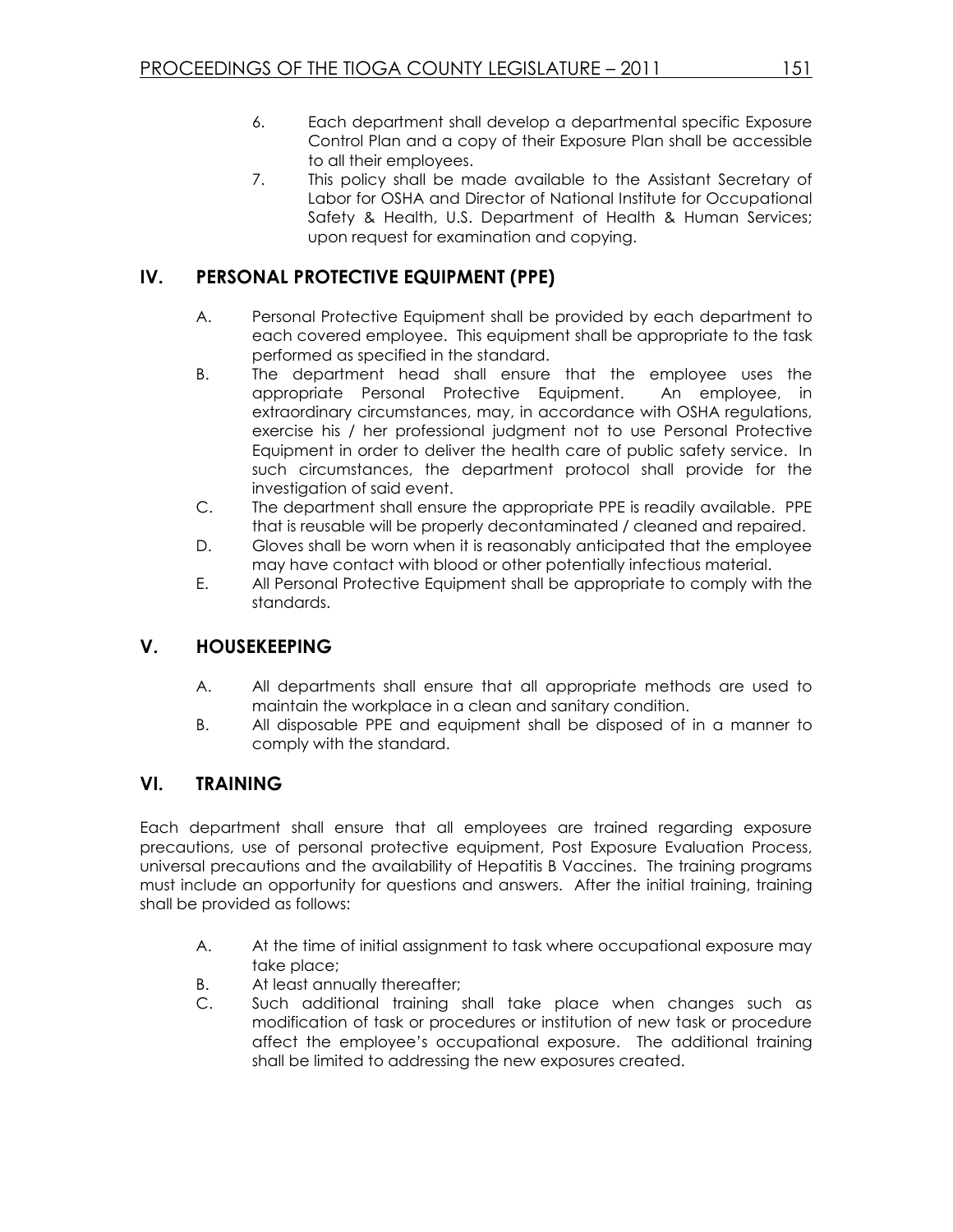6. Each department shall develop a departmental specific Exposure Control Plan and a copy of their Exposure Plan shall be accessible to all their employees.
7. This policy shall be made available to the Assistant Secretary of Labor for OSHA and Director of National Institute for Occupational Safety & Health, U.S. Department of Health & Human Services; upon request for examination and copying.

## IV. PERSONAL PROTECTIVE EQUIPMENT (PPE)

A. Personal Protective Equipment shall be provided by each department to each covered employee. This equipment shall be appropriate to the task performed as specified in the standard.

B. The department head shall ensure that the employee uses the appropriate Personal Protective Equipment. An employee, in extraordinary circumstances, may, in accordance with OSHA regulations, exercise his / her professional judgment not to use Personal Protective Equipment in order to deliver the health care of public safety service. In such circumstances, the department protocol shall provide for the investigation of said event.

C. The department shall ensure the appropriate PPE is readily available. PPE that is reusable will be properly decontaminated / cleaned and repaired.

D. Gloves shall be worn when it is reasonably anticipated that the employee may have contact with blood or other potentially infectious material.

E. All Personal Protective Equipment shall be appropriate to comply with the standards.

## V. HOUSEKEEPING

A. All departments shall ensure that all appropriate methods are used to maintain the workplace in a clean and sanitary condition.

B. All disposable PPE and equipment shall be disposed of in a manner to comply with the standard.

## VI. TRAINING

Each department shall ensure that all employees are trained regarding exposure precautions, use of personal protective equipment, Post Exposure Evaluation Process, universal precautions and the availability of Hepatitis B Vaccines. The training programs must include an opportunity for questions and answers. After the initial training, training shall be provided as follows:

A. At the time of initial assignment to task where occupational exposure may take place;

B. At least annually thereafter;

C. Such additional training shall take place when changes such as modification of task or procedures or institution of new task or procedure affect the employee's occupational exposure. The additional training shall be limited to addressing the new exposures created.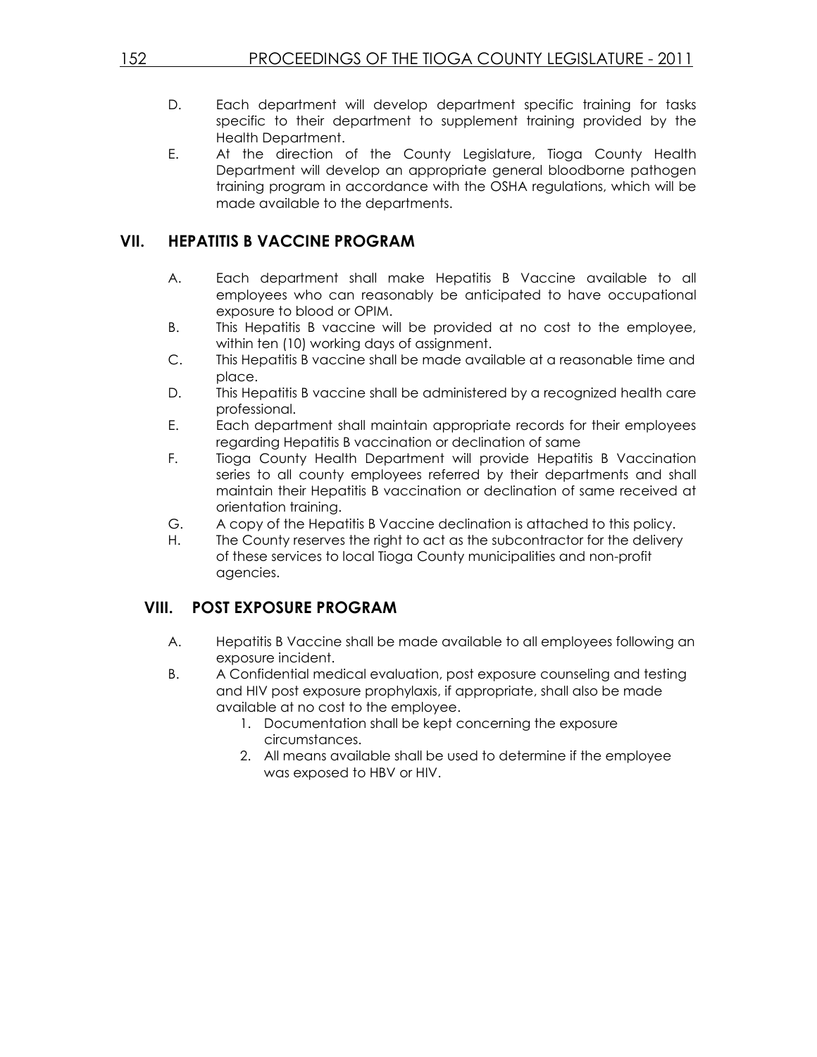D. Each department will develop department specific training for tasks specific to their department to supplement training provided by the Health Department.

E. At the direction of the County Legislature, Tioga County Health Department will develop an appropriate general bloodborne pathogen training program in accordance with the OSHA regulations, which will be made available to the departments.

## VII. HEPATITIS B VACCINE PROGRAM

A. Each department shall make Hepatitis B Vaccine available to all employees who can reasonably be anticipated to have occupational exposure to blood or OPIM.

B. This Hepatitis B vaccine will be provided at no cost to the employee, within ten (10) working days of assignment.

C. This Hepatitis B vaccine shall be made available at a reasonable time and place.

D. This Hepatitis B vaccine shall be administered by a recognized health care professional.

E. Each department shall maintain appropriate records for their employees regarding Hepatitis B vaccination or declination of same

F. Tioga County Health Department will provide Hepatitis B Vaccination series to all county employees referred by their departments and shall maintain their Hepatitis B vaccination or declination of same received at orientation training.

G. A copy of the Hepatitis B Vaccine declination is attached to this policy.

H. The County reserves the right to act as the subcontractor for the delivery of these services to local Tioga County municipalities and non-profit agencies.

## VIII. POST EXPOSURE PROGRAM

A. Hepatitis B Vaccine shall be made available to all employees following an exposure incident.

B. A Confidential medical evaluation, post exposure counseling and testing and HIV post exposure prophylaxis, if appropriate, shall also be made available at no cost to the employee.

   1. Documentation shall be kept concerning the exposure circumstances.
   2. All means available shall be used to determine if the employee was exposed to HBV or HIV.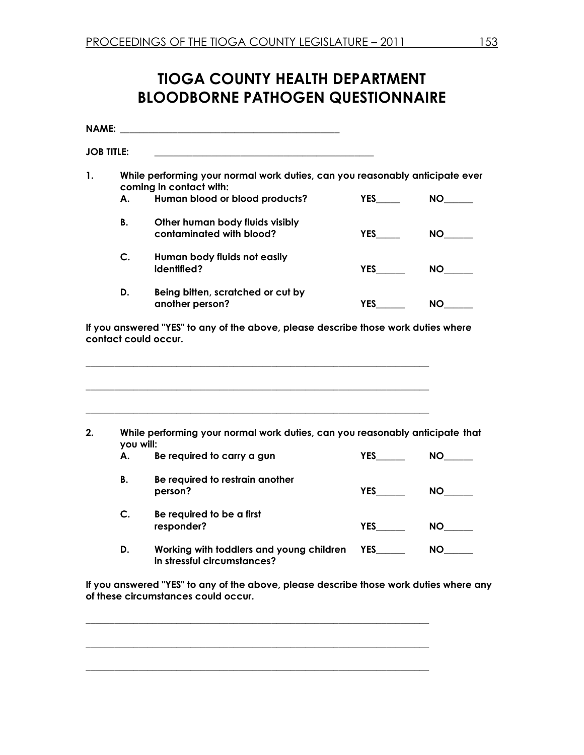# TIOGA COUNTY HEALTH DEPARTMENT
# BLOODBORNE PATHOGEN QUESTIONNAIRE

**NAME:** ____________________________________________

**JOB TITLE:** ____________________________________________

**1. While performing your normal work duties, can you reasonably anticipate ever coming in contact with:**

| | | | |
|---|---|---|---|
| **A.** | **Human blood or blood products?** | **YES_____** | **NO______** |
| **B.** | **Other human body fluids visibly contaminated with blood?** | **YES_____** | **NO______** |
| **C.** | **Human body fluids not easily identified?** | **YES______** | **NO______** |
| **D.** | **Being bitten, scratched or cut by another person?** | **YES______** | **NO______** |

**If you answered "YES" to any of the above, please describe those work duties where contact could occur.**

______________________________________________________________________

______________________________________________________________________

______________________________________________________________________

**2. While performing your normal work duties, can you reasonably anticipate that you will:**

| | | | |
|---|---|---|---|
| **A.** | **Be required to carry a gun** | **YES______** | **NO______** |
| **B.** | **Be required to restrain another person?** | **YES______** | **NO______** |
| **C.** | **Be required to be a first responder?** | **YES______** | **NO______** |
| **D.** | **Working with toddlers and young children in stressful circumstances?** | **YES______** | **NO______** |

**If you answered "YES" to any of the above, please describe those work duties where any of these circumstances could occur.**

______________________________________________________________________

______________________________________________________________________

______________________________________________________________________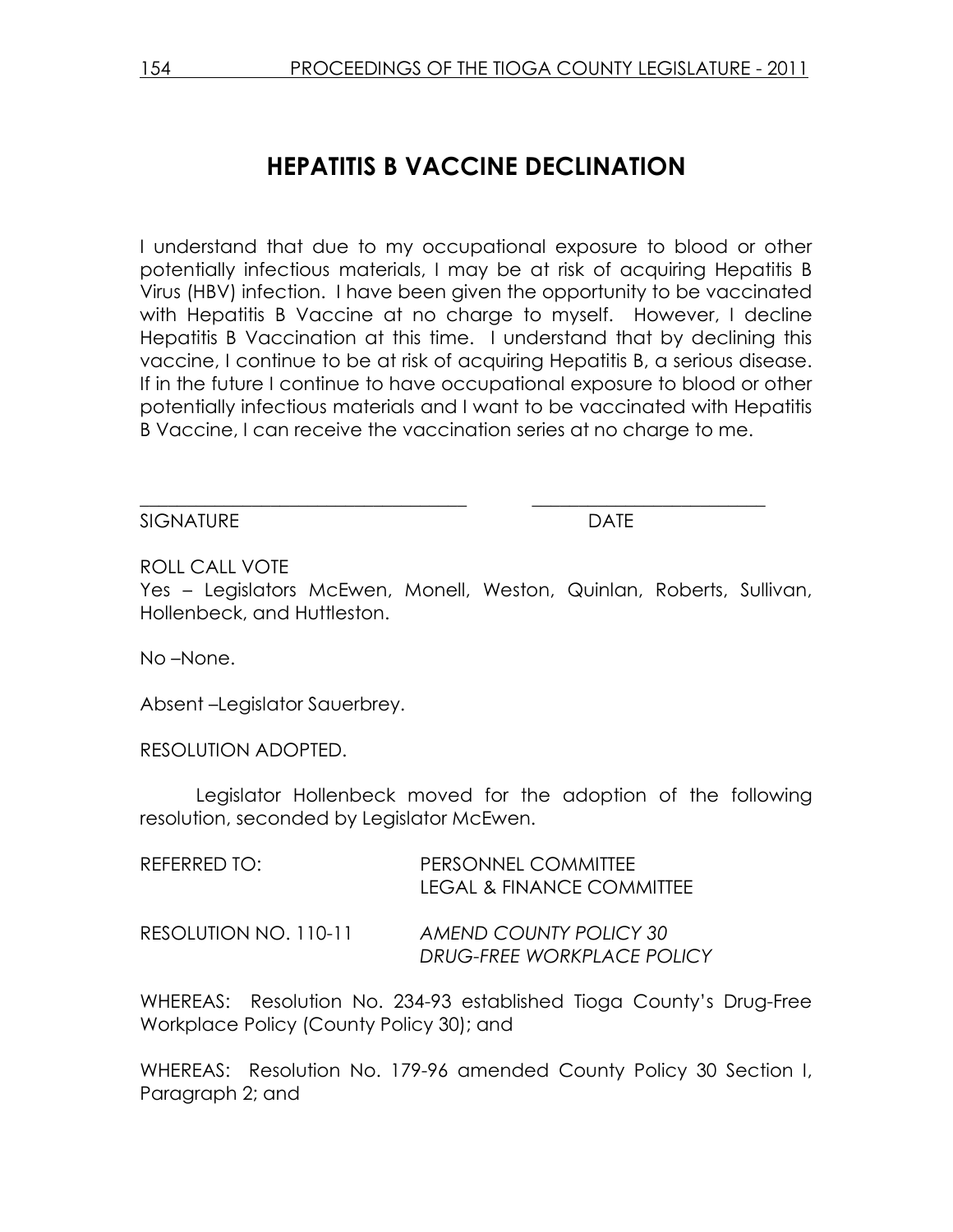# HEPATITIS B VACCINE DECLINATION

I understand that due to my occupational exposure to blood or other potentially infectious materials, I may be at risk of acquiring Hepatitis B Virus (HBV) infection. I have been given the opportunity to be vaccinated with Hepatitis B Vaccine at no charge to myself. However, I decline Hepatitis B Vaccination at this time. I understand that by declining this vaccine, I continue to be at risk of acquiring Hepatitis B, a serious disease. If in the future I continue to have occupational exposure to blood or other potentially infectious materials and I want to be vaccinated with Hepatitis B Vaccine, I can receive the vaccination series at no charge to me.

___________________________________ ________________________

SIGNATURE DATE

ROLL CALL VOTE
Yes – Legislators McEwen, Monell, Weston, Quinlan, Roberts, Sullivan, Hollenbeck, and Huttleston.

No –None.

Absent –Legislator Sauerbrey.

RESOLUTION ADOPTED.

Legislator Hollenbeck moved for the adoption of the following resolution, seconded by Legislator McEwen.

REFERRED TO: PERSONNEL COMMITTEE
LEGAL & FINANCE COMMITTEE

RESOLUTION NO. 110-11 *AMEND COUNTY POLICY 30*
*DRUG-FREE WORKPLACE POLICY*

WHEREAS: Resolution No. 234-93 established Tioga County's Drug-Free Workplace Policy (County Policy 30); and

WHEREAS: Resolution No. 179-96 amended County Policy 30 Section I, Paragraph 2; and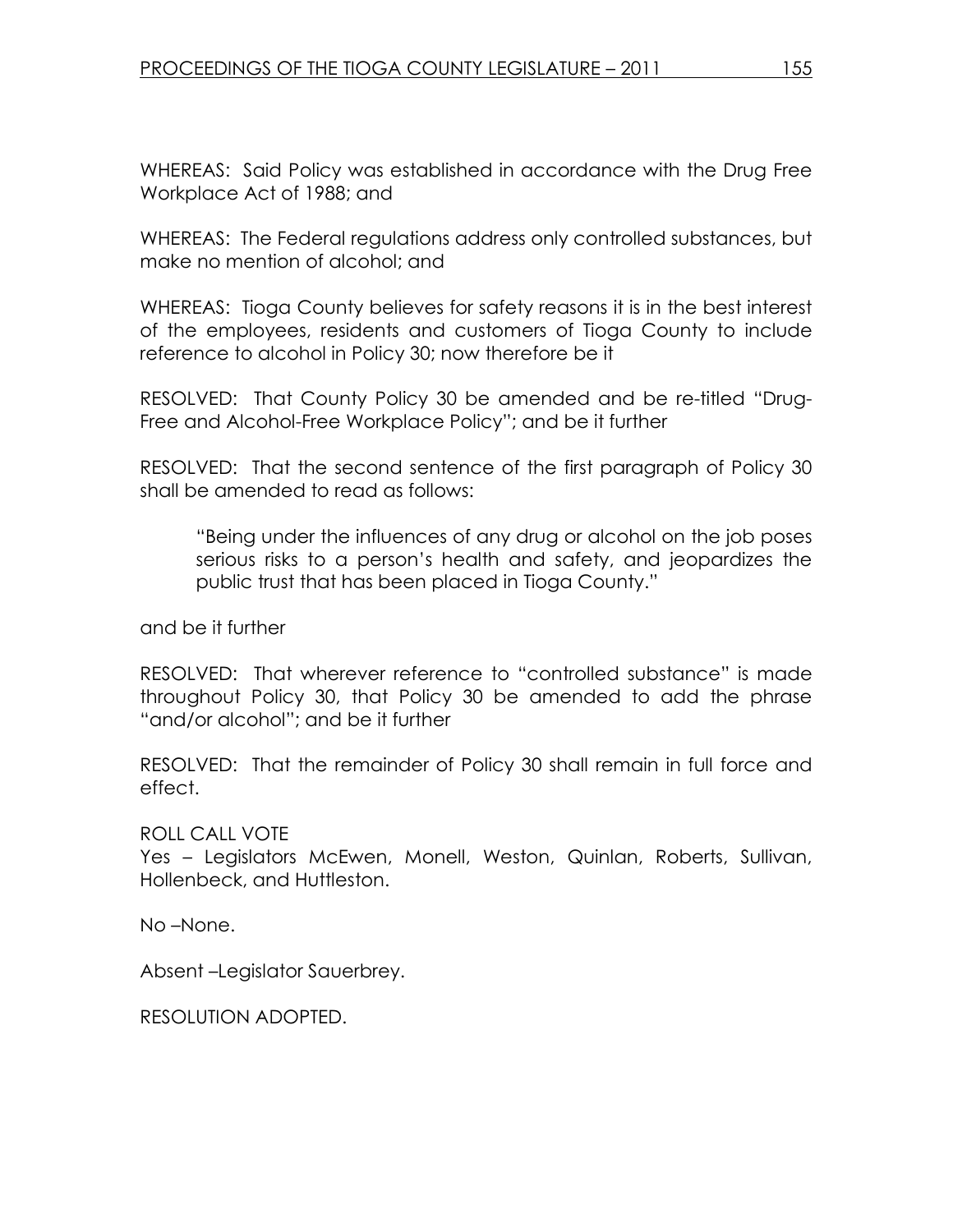WHEREAS: Said Policy was established in accordance with the Drug Free Workplace Act of 1988; and

WHEREAS: The Federal regulations address only controlled substances, but make no mention of alcohol; and

WHEREAS: Tioga County believes for safety reasons it is in the best interest of the employees, residents and customers of Tioga County to include reference to alcohol in Policy 30; now therefore be it

RESOLVED: That County Policy 30 be amended and be re-titled "Drug-Free and Alcohol-Free Workplace Policy"; and be it further

RESOLVED: That the second sentence of the first paragraph of Policy 30 shall be amended to read as follows:

> "Being under the influences of any drug or alcohol on the job poses serious risks to a person's health and safety, and jeopardizes the public trust that has been placed in Tioga County."

and be it further

RESOLVED: That wherever reference to "controlled substance" is made throughout Policy 30, that Policy 30 be amended to add the phrase "and/or alcohol"; and be it further

RESOLVED: That the remainder of Policy 30 shall remain in full force and effect.

ROLL CALL VOTE
Yes – Legislators McEwen, Monell, Weston, Quinlan, Roberts, Sullivan, Hollenbeck, and Huttleston.

No –None.

Absent –Legislator Sauerbrey.

RESOLUTION ADOPTED.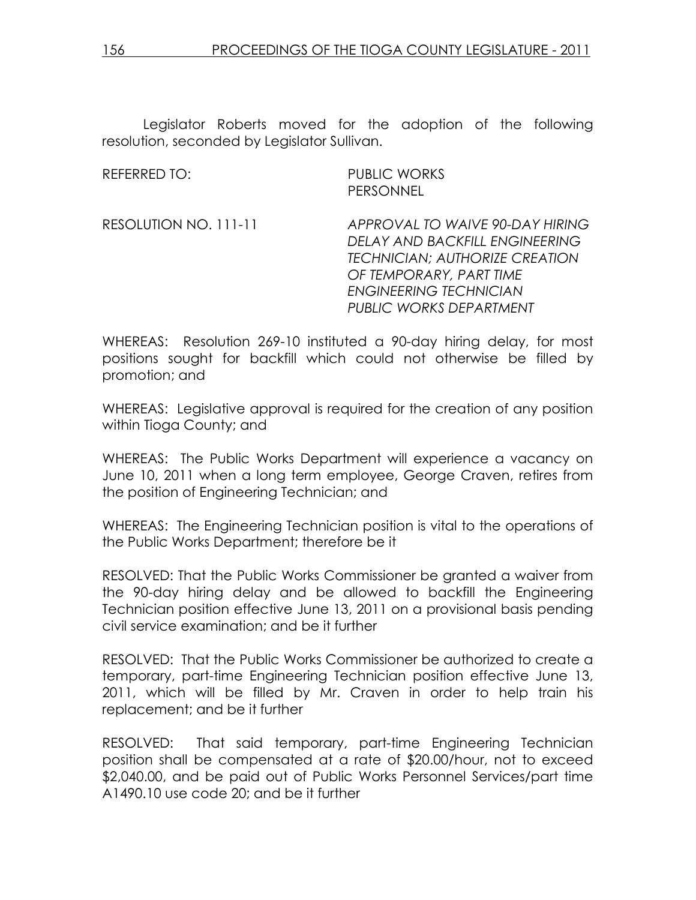Legislator Roberts moved for the adoption of the following resolution, seconded by Legislator Sullivan.

REFERRED TO: PUBLIC WORKS
PERSONNEL

RESOLUTION NO. 111-11 *APPROVAL TO WAIVE 90-DAY HIRING DELAY AND BACKFILL ENGINEERING TECHNICIAN; AUTHORIZE CREATION OF TEMPORARY, PART TIME ENGINEERING TECHNICIAN PUBLIC WORKS DEPARTMENT*

WHEREAS: Resolution 269-10 instituted a 90-day hiring delay, for most positions sought for backfill which could not otherwise be filled by promotion; and

WHEREAS: Legislative approval is required for the creation of any position within Tioga County; and

WHEREAS: The Public Works Department will experience a vacancy on June 10, 2011 when a long term employee, George Craven, retires from the position of Engineering Technician; and

WHEREAS: The Engineering Technician position is vital to the operations of the Public Works Department; therefore be it

RESOLVED: That the Public Works Commissioner be granted a waiver from the 90-day hiring delay and be allowed to backfill the Engineering Technician position effective June 13, 2011 on a provisional basis pending civil service examination; and be it further

RESOLVED: That the Public Works Commissioner be authorized to create a temporary, part-time Engineering Technician position effective June 13, 2011, which will be filled by Mr. Craven in order to help train his replacement; and be it further

RESOLVED: That said temporary, part-time Engineering Technician position shall be compensated at a rate of $20.00/hour, not to exceed $2,040.00, and be paid out of Public Works Personnel Services/part time A1490.10 use code 20; and be it further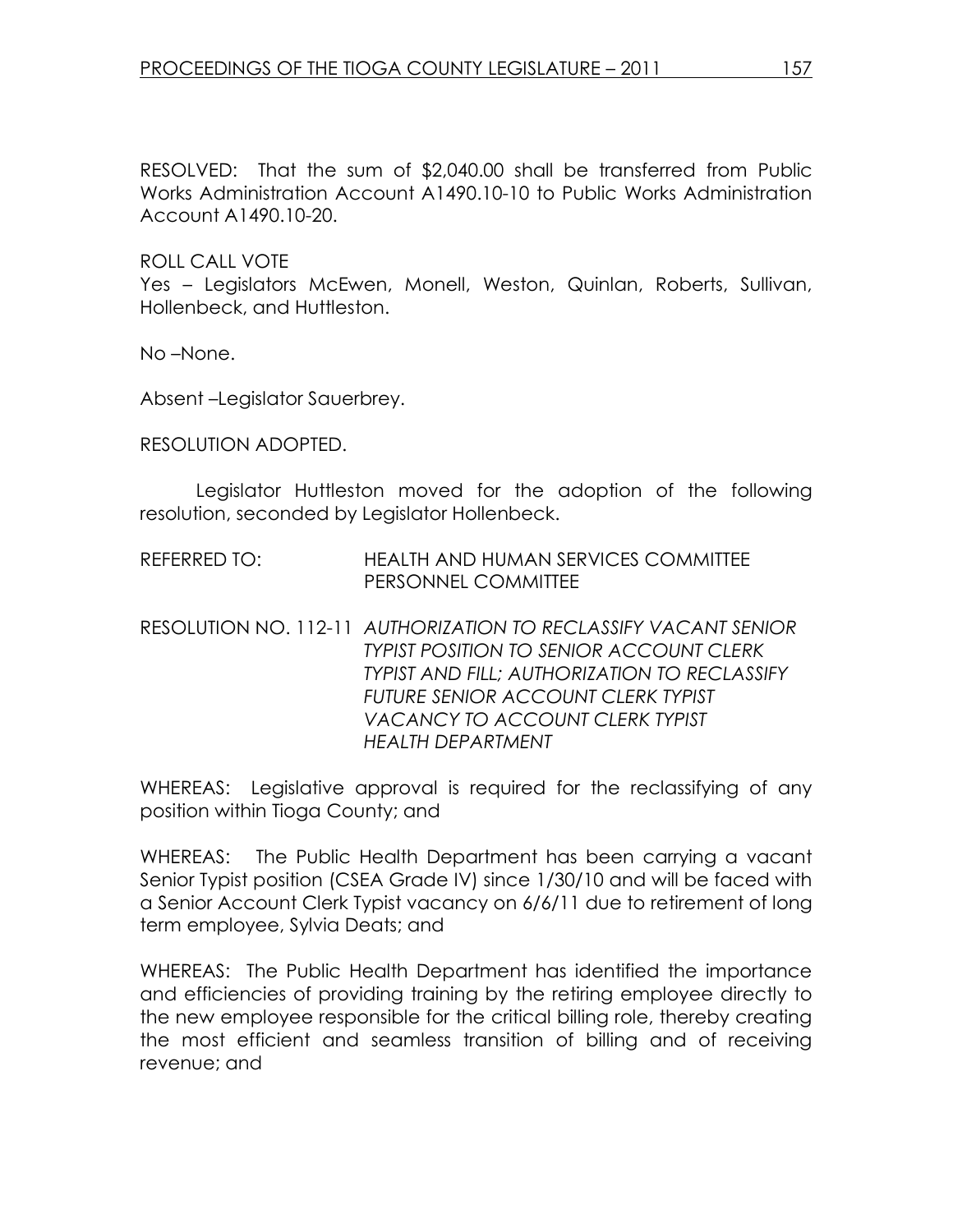RESOLVED: That the sum of $2,040.00 shall be transferred from Public Works Administration Account A1490.10-10 to Public Works Administration Account A1490.10-20.

ROLL CALL VOTE
Yes – Legislators McEwen, Monell, Weston, Quinlan, Roberts, Sullivan, Hollenbeck, and Huttleston.

No –None.

Absent –Legislator Sauerbrey.

RESOLUTION ADOPTED.

Legislator Huttleston moved for the adoption of the following resolution, seconded by Legislator Hollenbeck.

REFERRED TO: HEALTH AND HUMAN SERVICES COMMITTEE
PERSONNEL COMMITTEE

RESOLUTION NO. 112-11 *AUTHORIZATION TO RECLASSIFY VACANT SENIOR TYPIST POSITION TO SENIOR ACCOUNT CLERK TYPIST AND FILL; AUTHORIZATION TO RECLASSIFY FUTURE SENIOR ACCOUNT CLERK TYPIST VACANCY TO ACCOUNT CLERK TYPIST HEALTH DEPARTMENT*

WHEREAS: Legislative approval is required for the reclassifying of any position within Tioga County; and

WHEREAS: The Public Health Department has been carrying a vacant Senior Typist position (CSEA Grade IV) since 1/30/10 and will be faced with a Senior Account Clerk Typist vacancy on 6/6/11 due to retirement of long term employee, Sylvia Deats; and

WHEREAS: The Public Health Department has identified the importance and efficiencies of providing training by the retiring employee directly to the new employee responsible for the critical billing role, thereby creating the most efficient and seamless transition of billing and of receiving revenue; and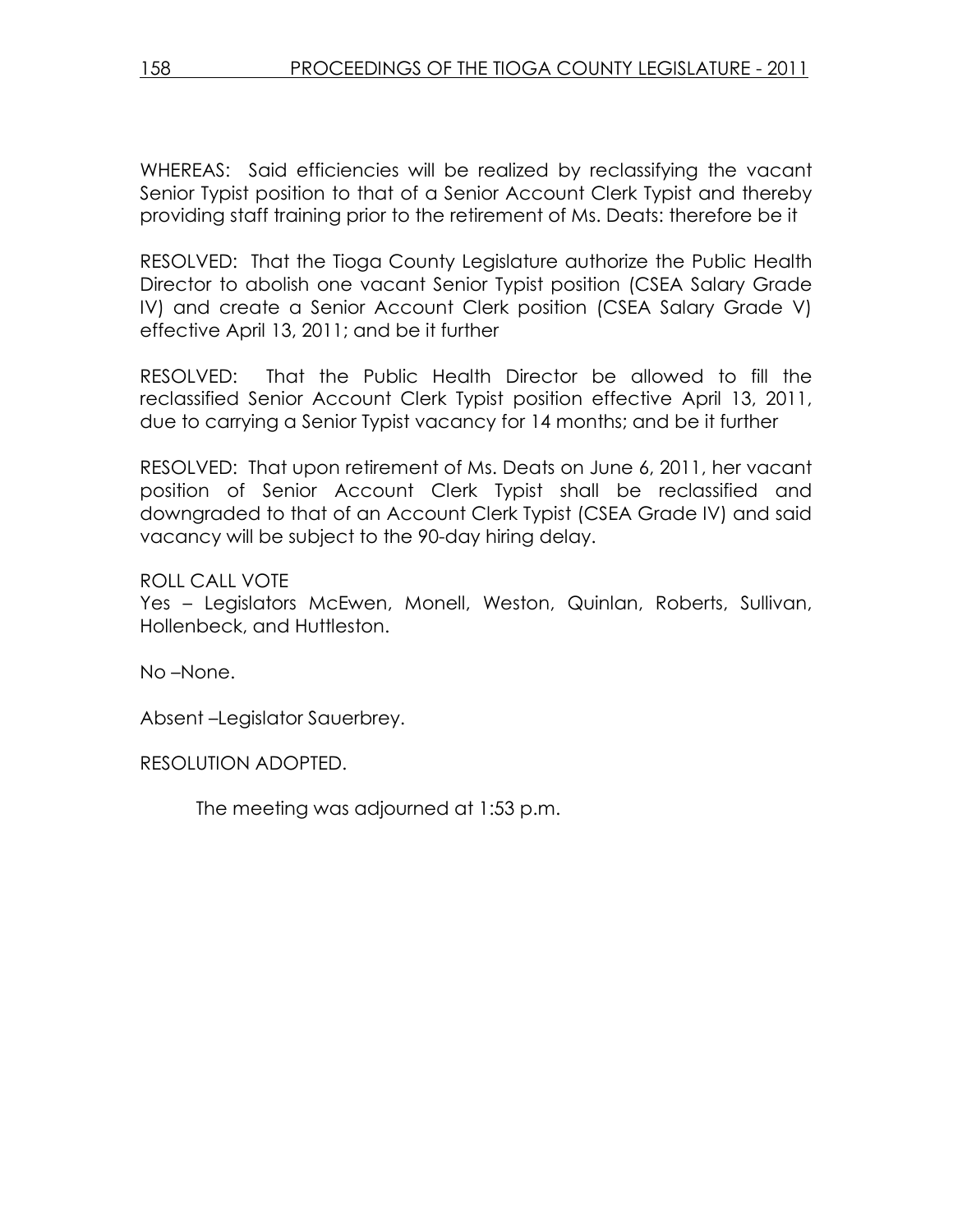WHEREAS: Said efficiencies will be realized by reclassifying the vacant Senior Typist position to that of a Senior Account Clerk Typist and thereby providing staff training prior to the retirement of Ms. Deats: therefore be it

RESOLVED: That the Tioga County Legislature authorize the Public Health Director to abolish one vacant Senior Typist position (CSEA Salary Grade IV) and create a Senior Account Clerk position (CSEA Salary Grade V) effective April 13, 2011; and be it further

RESOLVED: That the Public Health Director be allowed to fill the reclassified Senior Account Clerk Typist position effective April 13, 2011, due to carrying a Senior Typist vacancy for 14 months; and be it further

RESOLVED: That upon retirement of Ms. Deats on June 6, 2011, her vacant position of Senior Account Clerk Typist shall be reclassified and downgraded to that of an Account Clerk Typist (CSEA Grade IV) and said vacancy will be subject to the 90-day hiring delay.

ROLL CALL VOTE
Yes – Legislators McEwen, Monell, Weston, Quinlan, Roberts, Sullivan, Hollenbeck, and Huttleston.

No –None.

Absent –Legislator Sauerbrey.

RESOLUTION ADOPTED.

The meeting was adjourned at 1:53 p.m.